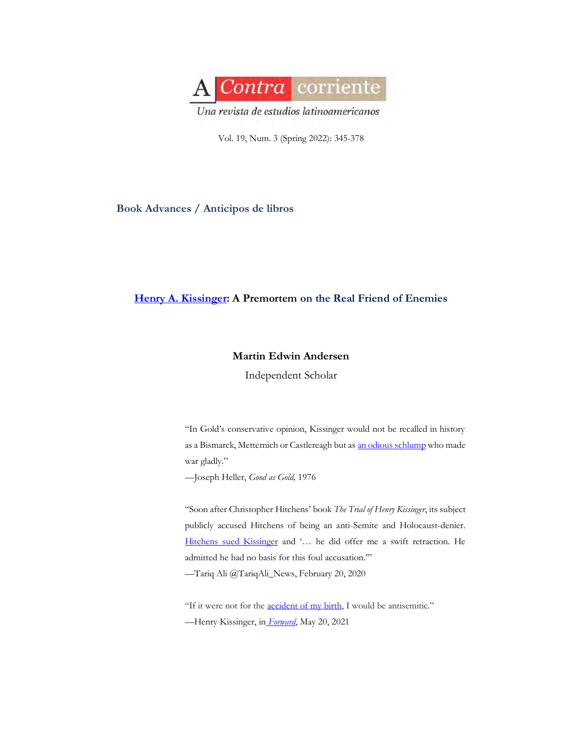# A Contra corriente

*Una revista de estudios latinoamericanos*

**Book Advances / Anticipos de libros**

## Henry A. Kissinger: A Premortem on the Real Friend of Enemies

**Martin Edwin Andersen**

Independent Scholar

> "In Gold's conservative opinion, Kissinger would not be recalled in history as a Bismarck, Metternich or Castlereagh but as an odious schlump who made war gladly."
> —Joseph Heller, *Good as Gold,* 1976

> "Soon after Christopher Hitchens' book *The Trial of Henry Kissinger*, its subject publicly accused Hitchens of being an anti-Semite and Holocaust-denier. Hitchens sued Kissinger and '… he did offer me a swift retraction. He admitted he had no basis for this foul accusation.'"
> —Tariq Ali @TariqAli_News, February 20, 2020

> "If it were not for the accident of my birth, I would be antisemitic."
> —Henry Kissinger, in *Forward*, May 20, 2021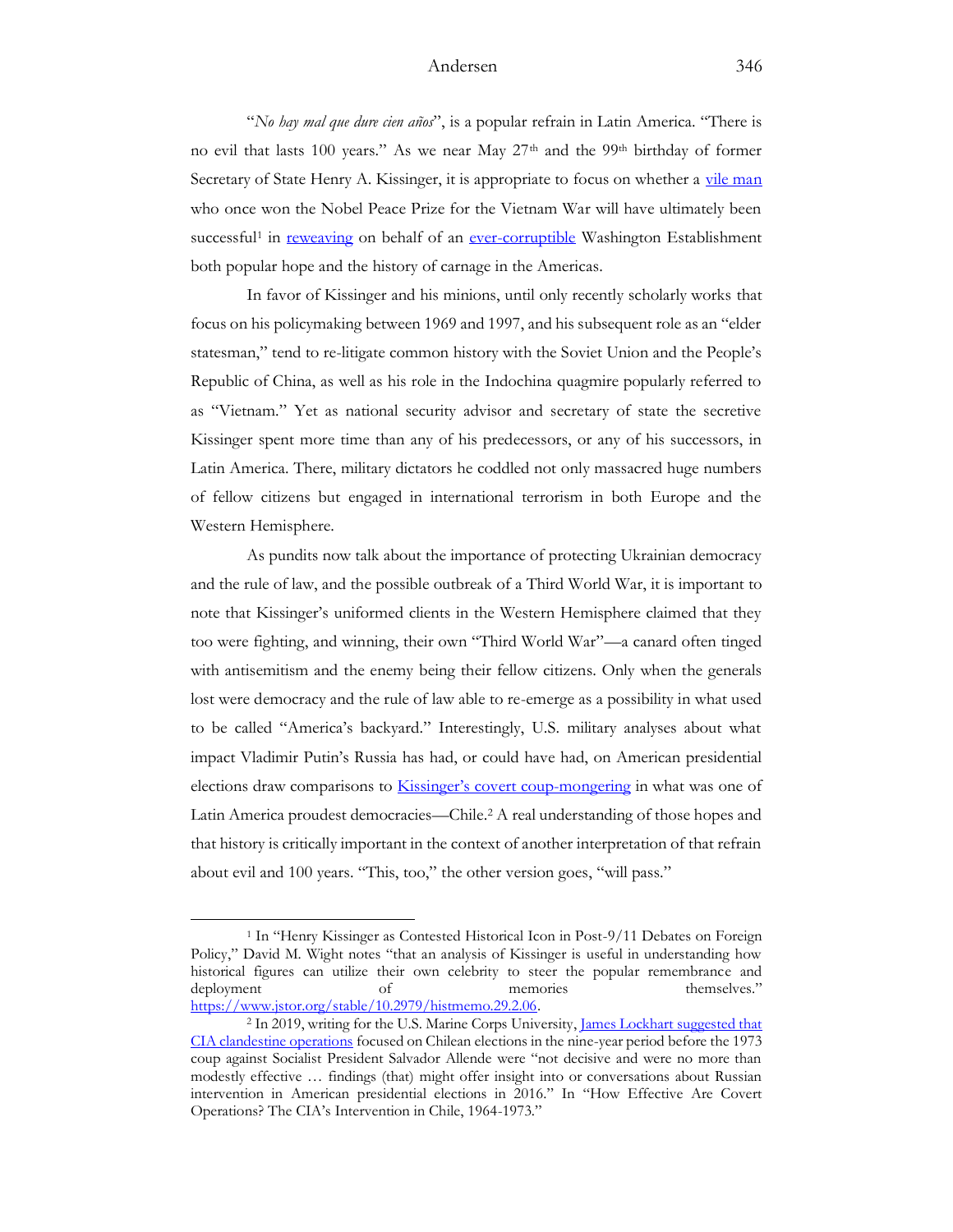"*No hay mal que dure cien años*", is a popular refrain in Latin America. "There is no evil that lasts 100 years." As we near May 27th and the 99th birthday of former Secretary of State Henry A. Kissinger, it is appropriate to focus on whether a vile man who once won the Nobel Peace Prize for the Vietnam War will have ultimately been successful[1] in reweaving on behalf of an ever-corruptible Washington Establishment both popular hope and the history of carnage in the Americas.

In favor of Kissinger and his minions, until only recently scholarly works that focus on his policymaking between 1969 and 1997, and his subsequent role as an "elder statesman," tend to re-litigate common history with the Soviet Union and the People's Republic of China, as well as his role in the Indochina quagmire popularly referred to as "Vietnam." Yet as national security advisor and secretary of state the secretive Kissinger spent more time than any of his predecessors, or any of his successors, in Latin America. There, military dictators he coddled not only massacred huge numbers of fellow citizens but engaged in international terrorism in both Europe and the Western Hemisphere.

As pundits now talk about the importance of protecting Ukrainian democracy and the rule of law, and the possible outbreak of a Third World War, it is important to note that Kissinger's uniformed clients in the Western Hemisphere claimed that they too were fighting, and winning, their own "Third World War"—a canard often tinged with antisemitism and the enemy being their fellow citizens. Only when the generals lost were democracy and the rule of law able to re-emerge as a possibility in what used to be called "America's backyard." Interestingly, U.S. military analyses about what impact Vladimir Putin's Russia has had, or could have had, on American presidential elections draw comparisons to Kissinger's covert coup-mongering in what was one of Latin America proudest democracies—Chile.[2] A real understanding of those hopes and that history is critically important in the context of another interpretation of that refrain about evil and 100 years. "This, too," the other version goes, "will pass."

---

[1] In "Henry Kissinger as Contested Historical Icon in Post-9/11 Debates on Foreign Policy," David M. Wight notes "that an analysis of Kissinger is useful in understanding how historical figures can utilize their own celebrity to steer the popular remembrance and deployment of memories themselves." https://www.jstor.org/stable/10.2979/histmemo.29.2.06.

[2] In 2019, writing for the U.S. Marine Corps University, James Lockhart suggested that CIA clandestine operations focused on Chilean elections in the nine-year period before the 1973 coup against Socialist President Salvador Allende were "not decisive and were no more than modestly effective … findings (that) might offer insight into or conversations about Russian intervention in American presidential elections in 2016." In "How Effective Are Covert Operations? The CIA's Intervention in Chile, 1964-1973."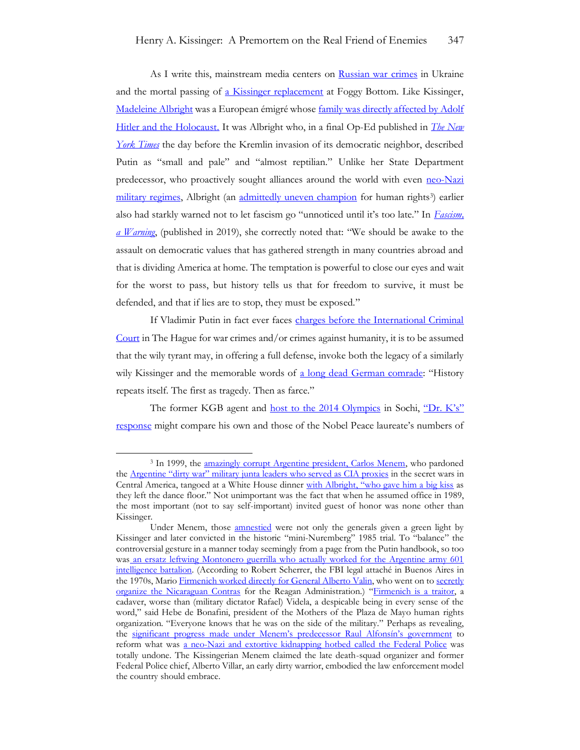As I write this, mainstream media centers on Russian war crimes in Ukraine and the mortal passing of a Kissinger replacement at Foggy Bottom. Like Kissinger, Madeleine Albright was a European émigré whose family was directly affected by Adolf Hitler and the Holocaust. It was Albright who, in a final Op-Ed published in *The New York Times* the day before the Kremlin invasion of its democratic neighbor, described Putin as "small and pale" and "almost reptilian." Unlike her State Department predecessor, who proactively sought alliances around the world with even neo-Nazi military regimes, Albright (an admittedly uneven champion for human rights[3]) earlier also had starkly warned not to let fascism go "unnoticed until it's too late." In *Fascism, a Warning*, (published in 2019), she correctly noted that: "We should be awake to the assault on democratic values that has gathered strength in many countries abroad and that is dividing America at home. The temptation is powerful to close our eyes and wait for the worst to pass, but history tells us that for freedom to survive, it must be defended, and that if lies are to stop, they must be exposed."

If Vladimir Putin in fact ever faces charges before the International Criminal Court in The Hague for war crimes and/or crimes against humanity, it is to be assumed that the wily tyrant may, in offering a full defense, invoke both the legacy of a similarly wily Kissinger and the memorable words of a long dead German comrade: "History repeats itself. The first as tragedy. Then as farce."

The former KGB agent and host to the 2014 Olympics in Sochi, "Dr. K's" response might compare his own and those of the Nobel Peace laureate's numbers of

---

[3] In 1999, the amazingly corrupt Argentine president, Carlos Menem, who pardoned the Argentine "dirty war" military junta leaders who served as CIA proxies in the secret wars in Central America, tangoed at a White House dinner with Albright, "who gave him a big kiss as they left the dance floor." Not unimportant was the fact that when he assumed office in 1989, the most important (not to say self-important) invited guest of honor was none other than Kissinger.

Under Menem, those amnestied were not only the generals given a green light by Kissinger and later convicted in the historic "mini-Nuremberg" 1985 trial. To "balance" the controversial gesture in a manner today seemingly from a page from the Putin handbook, so too was an ersatz leftwing Montonero guerrilla who actually worked for the Argentine army 601 intelligence battalion. (According to Robert Scherrer, the FBI legal attaché in Buenos Aires in the 1970s, Mario Firmenich worked directly for General Alberto Valin, who went on to secretly organize the Nicaraguan Contras for the Reagan Administration.) "Firmenich is a traitor, a cadaver, worse than (military dictator Rafael) Videla, a despicable being in every sense of the word," said Hebe de Bonafini, president of the Mothers of the Plaza de Mayo human rights organization. "Everyone knows that he was on the side of the military." Perhaps as revealing, the significant progress made under Menem's predecessor Raul Alfonsín's government to reform what was a neo-Nazi and extortive kidnapping hotbed called the Federal Police was totally undone. The Kissingerian Menem claimed the late death-squad organizer and former Federal Police chief, Alberto Villar, an early dirty warrior, embodied the law enforcement model the country should embrace.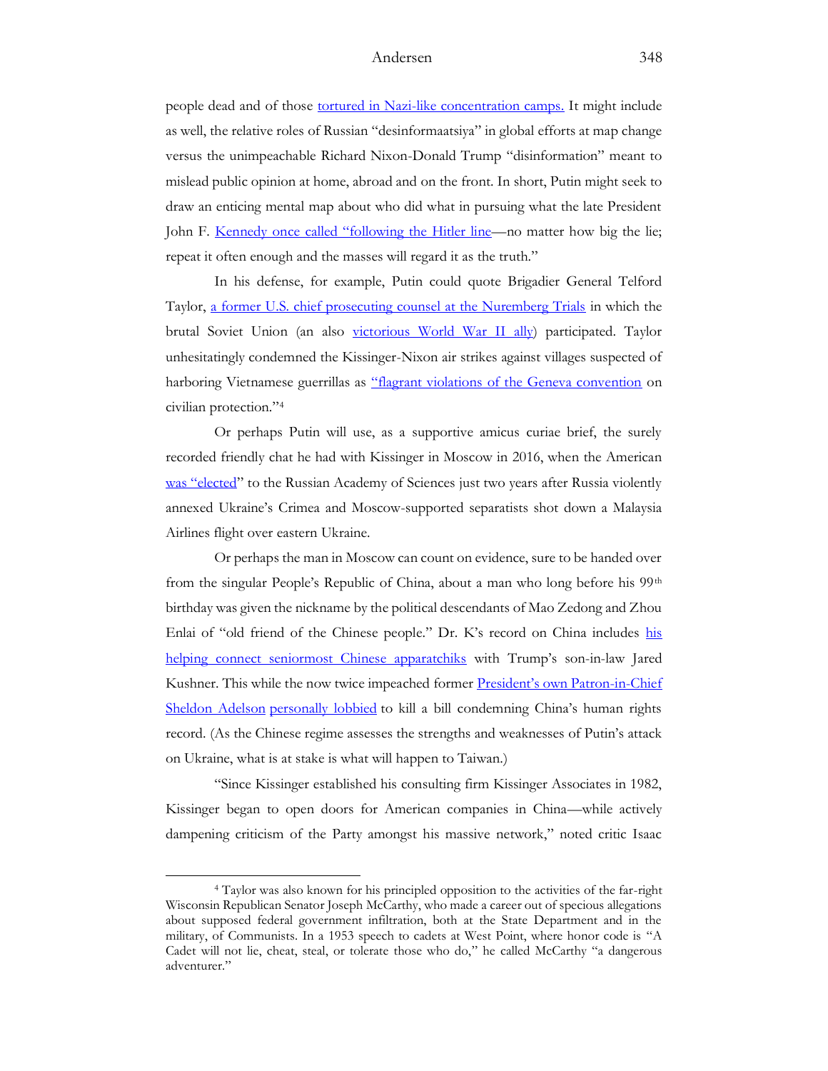people dead and of those tortured in Nazi-like concentration camps. It might include as well, the relative roles of Russian "desinformaatsiya" in global efforts at map change versus the unimpeachable Richard Nixon-Donald Trump "disinformation" meant to mislead public opinion at home, abroad and on the front. In short, Putin might seek to draw an enticing mental map about who did what in pursuing what the late President John F. Kennedy once called "following the Hitler line—no matter how big the lie; repeat it often enough and the masses will regard it as the truth."

In his defense, for example, Putin could quote Brigadier General Telford Taylor, a former U.S. chief prosecuting counsel at the Nuremberg Trials in which the brutal Soviet Union (an also victorious World War II ally) participated. Taylor unhesitatingly condemned the Kissinger-Nixon air strikes against villages suspected of harboring Vietnamese guerrillas as "flagrant violations of the Geneva convention on civilian protection."[4]

Or perhaps Putin will use, as a supportive amicus curiae brief, the surely recorded friendly chat he had with Kissinger in Moscow in 2016, when the American was "elected" to the Russian Academy of Sciences just two years after Russia violently annexed Ukraine's Crimea and Moscow-supported separatists shot down a Malaysia Airlines flight over eastern Ukraine.

Or perhaps the man in Moscow can count on evidence, sure to be handed over from the singular People's Republic of China, about a man who long before his 99th birthday was given the nickname by the political descendants of Mao Zedong and Zhou Enlai of "old friend of the Chinese people." Dr. K's record on China includes his helping connect seniormost Chinese apparatchiks with Trump's son-in-law Jared Kushner. This while the now twice impeached former President's own Patron-in-Chief Sheldon Adelson personally lobbied to kill a bill condemning China's human rights record. (As the Chinese regime assesses the strengths and weaknesses of Putin's attack on Ukraine, what is at stake is what will happen to Taiwan.)

"Since Kissinger established his consulting firm Kissinger Associates in 1982, Kissinger began to open doors for American companies in China—while actively dampening criticism of the Party amongst his massive network," noted critic Isaac

---

[4] Taylor was also known for his principled opposition to the activities of the far-right Wisconsin Republican Senator Joseph McCarthy, who made a career out of specious allegations about supposed federal government infiltration, both at the State Department and in the military, of Communists. In a 1953 speech to cadets at West Point, where honor code is "A Cadet will not lie, cheat, steal, or tolerate those who do," he called McCarthy "a dangerous adventurer."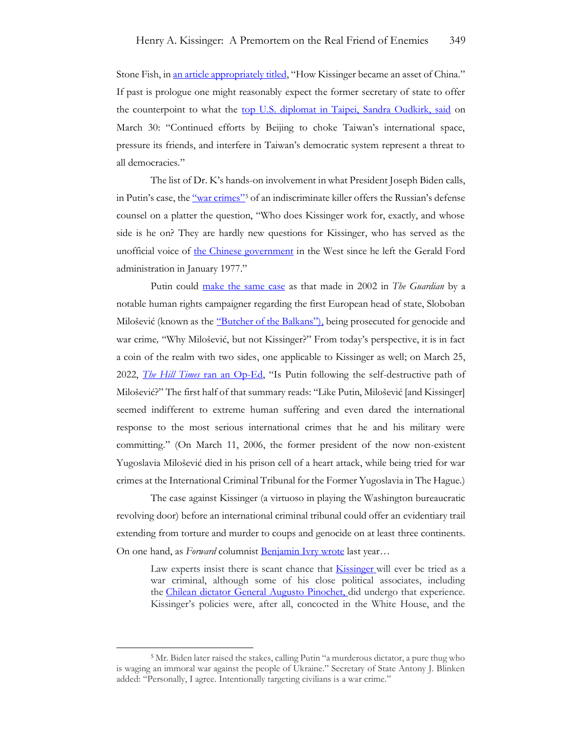Stone Fish, in an article appropriately titled, "How Kissinger became an asset of China." If past is prologue one might reasonably expect the former secretary of state to offer the counterpoint to what the top U.S. diplomat in Taipei, Sandra Oudkirk, said on March 30: "Continued efforts by Beijing to choke Taiwan's international space, pressure its friends, and interfere in Taiwan's democratic system represent a threat to all democracies."

The list of Dr. K's hands-on involvement in what President Joseph Biden calls, in Putin's case, the "war crimes"[5] of an indiscriminate killer offers the Russian's defense counsel on a platter the question, "Who does Kissinger work for, exactly, and whose side is he on? They are hardly new questions for Kissinger, who has served as the unofficial voice of the Chinese government in the West since he left the Gerald Ford administration in January 1977."

Putin could make the same case as that made in 2002 in *The Guardian* by a notable human rights campaigner regarding the first European head of state, Sloboban Milošević (known as the "Butcher of the Balkans"), being prosecuted for genocide and war crime, "Why Milošević, but not Kissinger?" From today's perspective, it is in fact a coin of the realm with two sides, one applicable to Kissinger as well; on March 25, 2022, *The Hill Times* ran an Op-Ed, "Is Putin following the self-destructive path of Milošević?" The first half of that summary reads: "Like Putin, Milošević [and Kissinger] seemed indifferent to extreme human suffering and even dared the international response to the most serious international crimes that he and his military were committing." (On March 11, 2006, the former president of the now non-existent Yugoslavia Milošević died in his prison cell of a heart attack, while being tried for war crimes at the International Criminal Tribunal for the Former Yugoslavia in The Hague.)

The case against Kissinger (a virtuoso in playing the Washington bureaucratic revolving door) before an international criminal tribunal could offer an evidentiary trail extending from torture and murder to coups and genocide on at least three continents. On one hand, as *Forward* columnist Benjamin Ivry wrote last year…

> Law experts insist there is scant chance that Kissinger will ever be tried as a war criminal, although some of his close political associates, including the Chilean dictator General Augusto Pinochet, did undergo that experience. Kissinger's policies were, after all, concocted in the White House, and the

[5] Mr. Biden later raised the stakes, calling Putin "a murderous dictator, a pure thug who is waging an immoral war against the people of Ukraine." Secretary of State Antony J. Blinken added: "Personally, I agree. Intentionally targeting civilians is a war crime."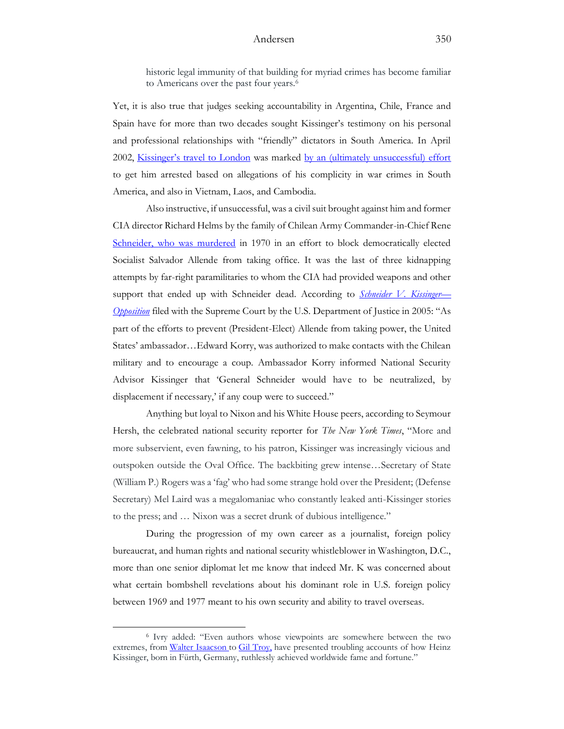historic legal immunity of that building for myriad crimes has become familiar to Americans over the past four years.[6]

Yet, it is also true that judges seeking accountability in Argentina, Chile, France and Spain have for more than two decades sought Kissinger's testimony on his personal and professional relationships with "friendly" dictators in South America. In April 2002, Kissinger's travel to London was marked by an (ultimately unsuccessful) effort to get him arrested based on allegations of his complicity in war crimes in South America, and also in Vietnam, Laos, and Cambodia.

Also instructive, if unsuccessful, was a civil suit brought against him and former CIA director Richard Helms by the family of Chilean Army Commander-in-Chief Rene Schneider, who was murdered in 1970 in an effort to block democratically elected Socialist Salvador Allende from taking office. It was the last of three kidnapping attempts by far-right paramilitaries to whom the CIA had provided weapons and other support that ended up with Schneider dead. According to *Schneider V. Kissinger—Opposition* filed with the Supreme Court by the U.S. Department of Justice in 2005: "As part of the efforts to prevent (President-Elect) Allende from taking power, the United States' ambassador…Edward Korry, was authorized to make contacts with the Chilean military and to encourage a coup. Ambassador Korry informed National Security Advisor Kissinger that 'General Schneider would have to be neutralized, by displacement if necessary,' if any coup were to succeed."

Anything but loyal to Nixon and his White House peers, according to Seymour Hersh, the celebrated national security reporter for *The New York Times*, "More and more subservient, even fawning, to his patron, Kissinger was increasingly vicious and outspoken outside the Oval Office. The backbiting grew intense…Secretary of State (William P.) Rogers was a 'fag' who had some strange hold over the President; (Defense Secretary) Mel Laird was a megalomaniac who constantly leaked anti-Kissinger stories to the press; and … Nixon was a secret drunk of dubious intelligence."

During the progression of my own career as a journalist, foreign policy bureaucrat, and human rights and national security whistleblower in Washington, D.C., more than one senior diplomat let me know that indeed Mr. K was concerned about what certain bombshell revelations about his dominant role in U.S. foreign policy between 1969 and 1977 meant to his own security and ability to travel overseas.

---

[6] Ivry added: "Even authors whose viewpoints are somewhere between the two extremes, from Walter Isaacson to Gil Troy, have presented troubling accounts of how Heinz Kissinger, born in Fürth, Germany, ruthlessly achieved worldwide fame and fortune."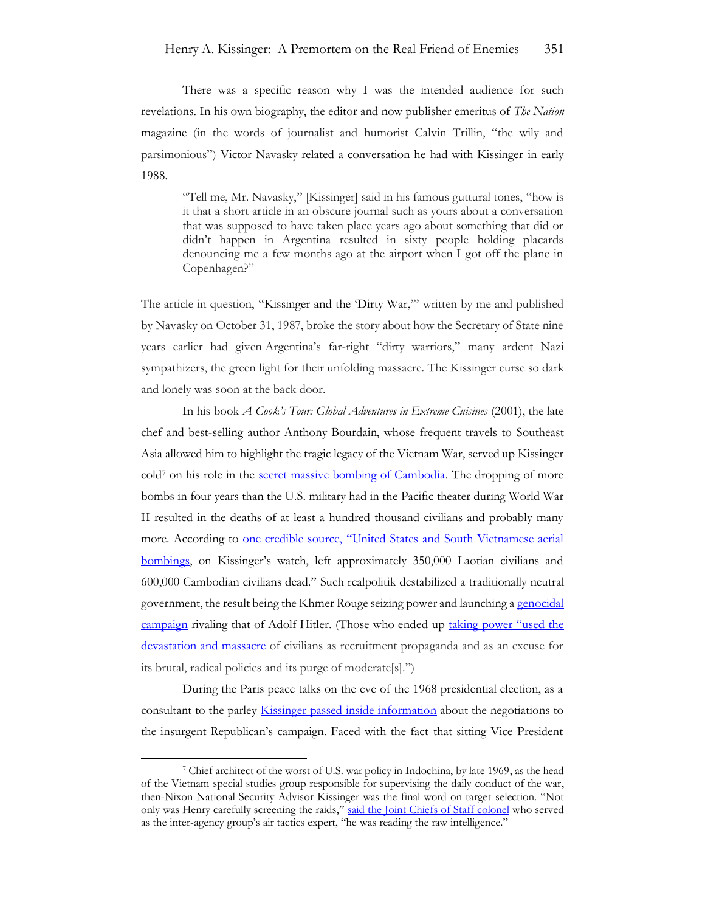There was a specific reason why I was the intended audience for such revelations. In his own biography, the editor and now publisher emeritus of *The Nation* magazine (in the words of journalist and humorist Calvin Trillin, "the wily and parsimonious") Victor Navasky related a conversation he had with Kissinger in early 1988.

> "Tell me, Mr. Navasky," [Kissinger] said in his famous guttural tones, "how is it that a short article in an obscure journal such as yours about a conversation that was supposed to have taken place years ago about something that did or didn't happen in Argentina resulted in sixty people holding placards denouncing me a few months ago at the airport when I got off the plane in Copenhagen?"

The article in question, "Kissinger and the 'Dirty War,'" written by me and published by Navasky on October 31, 1987, broke the story about how the Secretary of State nine years earlier had given Argentina's far-right "dirty warriors," many ardent Nazi sympathizers, the green light for their unfolding massacre. The Kissinger curse so dark and lonely was soon at the back door.

In his book *A Cook's Tour: Global Adventures in Extreme Cuisines* (2001), the late chef and best-selling author Anthony Bourdain, whose frequent travels to Southeast Asia allowed him to highlight the tragic legacy of the Vietnam War, served up Kissinger cold[7] on his role in the secret massive bombing of Cambodia. The dropping of more bombs in four years than the U.S. military had in the Pacific theater during World War II resulted in the deaths of at least a hundred thousand civilians and probably many more. According to one credible source, "United States and South Vietnamese aerial bombings, on Kissinger's watch, left approximately 350,000 Laotian civilians and 600,000 Cambodian civilians dead." Such realpolitik destabilized a traditionally neutral government, the result being the Khmer Rouge seizing power and launching a genocidal campaign rivaling that of Adolf Hitler. (Those who ended up taking power "used the devastation and massacre of civilians as recruitment propaganda and as an excuse for its brutal, radical policies and its purge of moderate[s].")

During the Paris peace talks on the eve of the 1968 presidential election, as a consultant to the parley Kissinger passed inside information about the negotiations to the insurgent Republican's campaign. Faced with the fact that sitting Vice President

---

[7] Chief architect of the worst of U.S. war policy in Indochina, by late 1969, as the head of the Vietnam special studies group responsible for supervising the daily conduct of the war, then-Nixon National Security Advisor Kissinger was the final word on target selection. "Not only was Henry carefully screening the raids," said the Joint Chiefs of Staff colonel who served as the inter-agency group's air tactics expert, "he was reading the raw intelligence."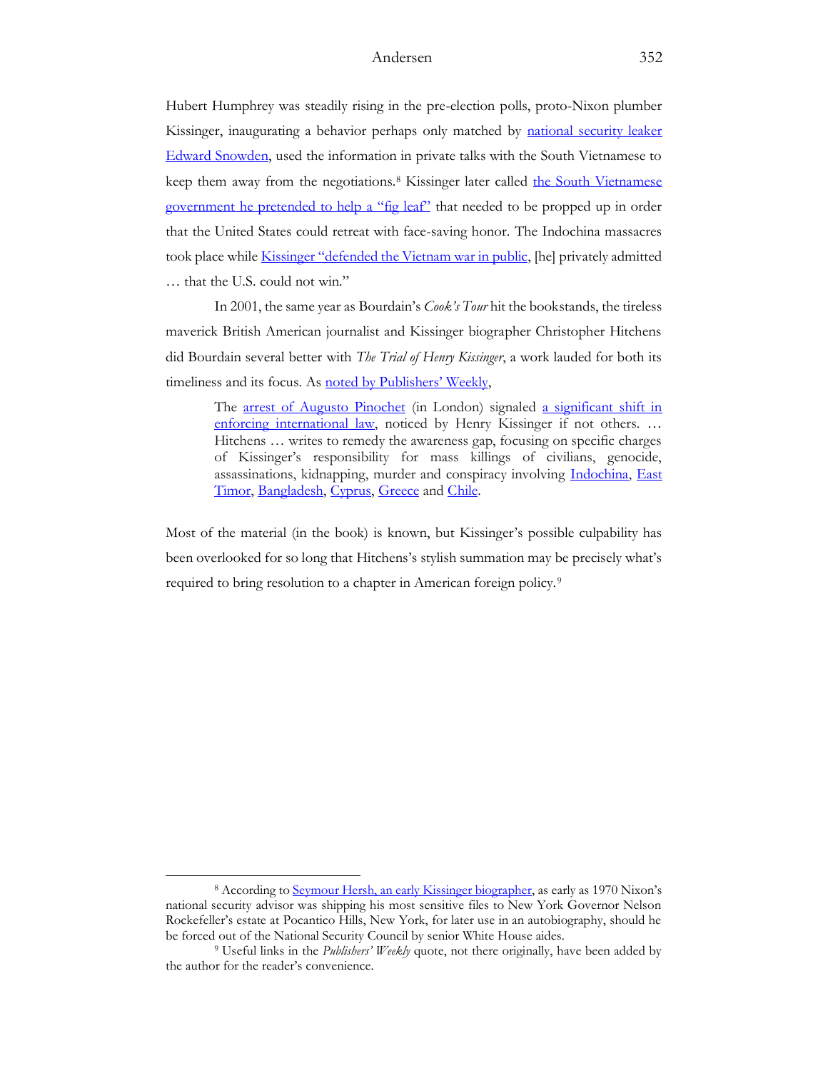Hubert Humphrey was steadily rising in the pre-election polls, proto-Nixon plumber Kissinger, inaugurating a behavior perhaps only matched by national security leaker Edward Snowden, used the information in private talks with the South Vietnamese to keep them away from the negotiations.[8] Kissinger later called the South Vietnamese government he pretended to help a "fig leaf" that needed to be propped up in order that the United States could retreat with face-saving honor. The Indochina massacres took place while Kissinger "defended the Vietnam war in public, [he] privately admitted … that the U.S. could not win."

In 2001, the same year as Bourdain's *Cook's Tour* hit the bookstands, the tireless maverick British American journalist and Kissinger biographer Christopher Hitchens did Bourdain several better with *The Trial of Henry Kissinger*, a work lauded for both its timeliness and its focus. As noted by Publishers' Weekly,

> The arrest of Augusto Pinochet (in London) signaled a significant shift in enforcing international law, noticed by Henry Kissinger if not others. … Hitchens … writes to remedy the awareness gap, focusing on specific charges of Kissinger's responsibility for mass killings of civilians, genocide, assassinations, kidnapping, murder and conspiracy involving Indochina, East Timor, Bangladesh, Cyprus, Greece and Chile.

Most of the material (in the book) is known, but Kissinger's possible culpability has been overlooked for so long that Hitchens's stylish summation may be precisely what's required to bring resolution to a chapter in American foreign policy.[9]

---

[8] According to Seymour Hersh, an early Kissinger biographer, as early as 1970 Nixon's national security advisor was shipping his most sensitive files to New York Governor Nelson Rockefeller's estate at Pocantico Hills, New York, for later use in an autobiography, should he be forced out of the National Security Council by senior White House aides.

[9] Useful links in the *Publishers' Weekly* quote, not there originally, have been added by the author for the reader's convenience.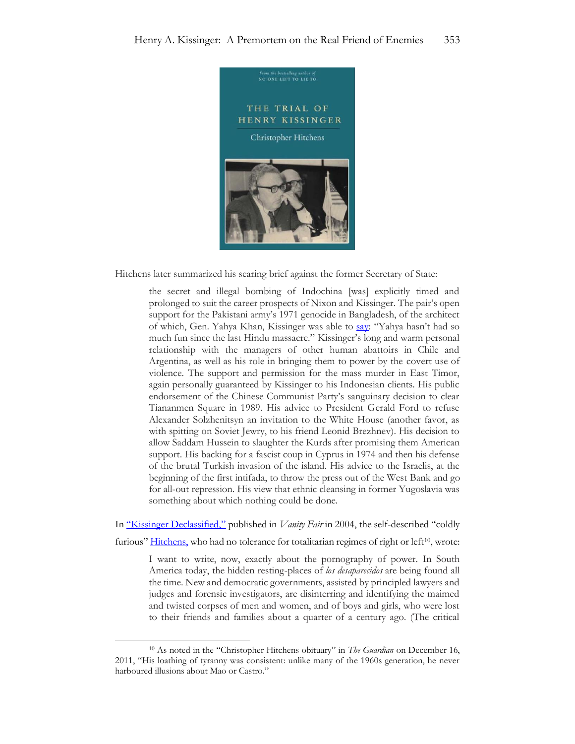Hitchens later summarized his searing brief against the former Secretary of State:

> the secret and illegal bombing of Indochina [was] explicitly timed and prolonged to suit the career prospects of Nixon and Kissinger. The pair's open support for the Pakistani army's 1971 genocide in Bangladesh, of the architect of which, Gen. Yahya Khan, Kissinger was able to say: "Yahya hasn't had so much fun since the last Hindu massacre." Kissinger's long and warm personal relationship with the managers of other human abattoirs in Chile and Argentina, as well as his role in bringing them to power by the covert use of violence. The support and permission for the mass murder in East Timor, again personally guaranteed by Kissinger to his Indonesian clients. His public endorsement of the Chinese Communist Party's sanguinary decision to clear Tiananmen Square in 1989. His advice to President Gerald Ford to refuse Alexander Solzhenitsyn an invitation to the White House (another favor, as with spitting on Soviet Jewry, to his friend Leonid Brezhnev). His decision to allow Saddam Hussein to slaughter the Kurds after promising them American support. His backing for a fascist coup in Cyprus in 1974 and then his defense of the brutal Turkish invasion of the island. His advice to the Israelis, at the beginning of the first intifada, to throw the press out of the West Bank and go for all-out repression. His view that ethnic cleansing in former Yugoslavia was something about which nothing could be done.

In "Kissinger Declassified," published in *Vanity Fair* in 2004, the self-described "coldly furious" Hitchens, who had no tolerance for totalitarian regimes of right or left[10], wrote:

> I want to write, now, exactly about the pornography of power. In South America today, the hidden resting-places of *los desaparecidos* are being found all the time. New and democratic governments, assisted by principled lawyers and judges and forensic investigators, are disinterring and identifying the maimed and twisted corpses of men and women, and of boys and girls, who were lost to their friends and families about a quarter of a century ago. (The critical

[10] As noted in the "Christopher Hitchens obituary" in *The Guardian* on December 16, 2011, "His loathing of tyranny was consistent: unlike many of the 1960s generation, he never harboured illusions about Mao or Castro."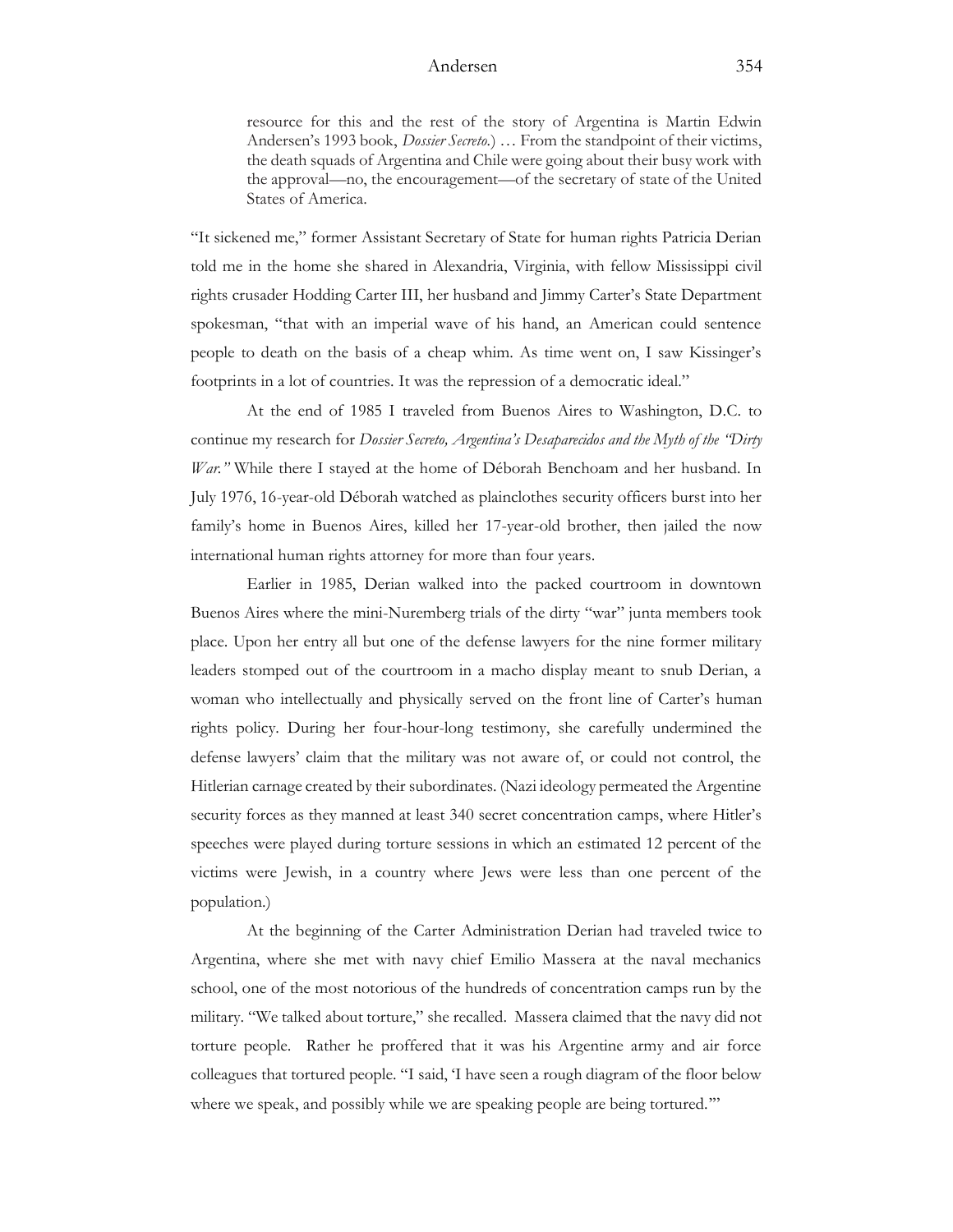> resource for this and the rest of the story of Argentina is Martin Edwin Andersen's 1993 book, *Dossier Secreto.*) … From the standpoint of their victims, the death squads of Argentina and Chile were going about their busy work with the approval—no, the encouragement—of the secretary of state of the United States of America.

"It sickened me," former Assistant Secretary of State for human rights Patricia Derian told me in the home she shared in Alexandria, Virginia, with fellow Mississippi civil rights crusader Hodding Carter III, her husband and Jimmy Carter's State Department spokesman, "that with an imperial wave of his hand, an American could sentence people to death on the basis of a cheap whim. As time went on, I saw Kissinger's footprints in a lot of countries. It was the repression of a democratic ideal."

At the end of 1985 I traveled from Buenos Aires to Washington, D.C. to continue my research for *Dossier Secreto, Argentina's Desaparecidos and the Myth of the "Dirty War."* While there I stayed at the home of Déborah Benchoam and her husband. In July 1976, 16-year-old Déborah watched as plainclothes security officers burst into her family's home in Buenos Aires, killed her 17-year-old brother, then jailed the now international human rights attorney for more than four years.

Earlier in 1985, Derian walked into the packed courtroom in downtown Buenos Aires where the mini-Nuremberg trials of the dirty "war" junta members took place. Upon her entry all but one of the defense lawyers for the nine former military leaders stomped out of the courtroom in a macho display meant to snub Derian, a woman who intellectually and physically served on the front line of Carter's human rights policy. During her four-hour-long testimony, she carefully undermined the defense lawyers' claim that the military was not aware of, or could not control, the Hitlerian carnage created by their subordinates. (Nazi ideology permeated the Argentine security forces as they manned at least 340 secret concentration camps, where Hitler's speeches were played during torture sessions in which an estimated 12 percent of the victims were Jewish, in a country where Jews were less than one percent of the population.)

At the beginning of the Carter Administration Derian had traveled twice to Argentina, where she met with navy chief Emilio Massera at the naval mechanics school, one of the most notorious of the hundreds of concentration camps run by the military. "We talked about torture," she recalled. Massera claimed that the navy did not torture people. Rather he proffered that it was his Argentine army and air force colleagues that tortured people. "I said, 'I have seen a rough diagram of the floor below where we speak, and possibly while we are speaking people are being tortured.'"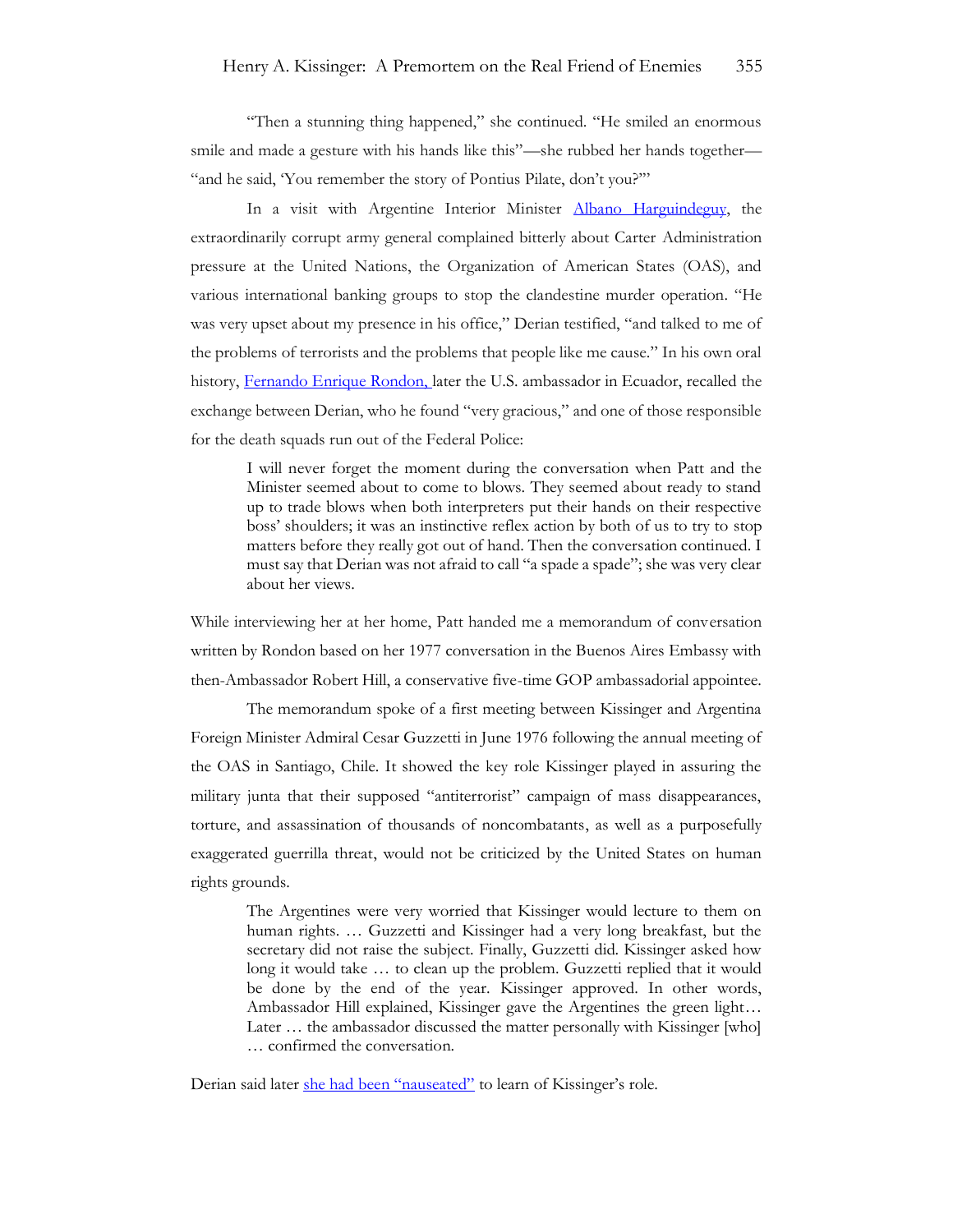"Then a stunning thing happened," she continued. "He smiled an enormous smile and made a gesture with his hands like this"—she rubbed her hands together—"and he said, 'You remember the story of Pontius Pilate, don't you?'"

In a visit with Argentine Interior Minister Albano Harguindeguy, the extraordinarily corrupt army general complained bitterly about Carter Administration pressure at the United Nations, the Organization of American States (OAS), and various international banking groups to stop the clandestine murder operation. "He was very upset about my presence in his office," Derian testified, "and talked to me of the problems of terrorists and the problems that people like me cause." In his own oral history, Fernando Enrique Rondon, later the U.S. ambassador in Ecuador, recalled the exchange between Derian, who he found "very gracious," and one of those responsible for the death squads run out of the Federal Police:

> I will never forget the moment during the conversation when Patt and the Minister seemed about to come to blows. They seemed about ready to stand up to trade blows when both interpreters put their hands on their respective boss' shoulders; it was an instinctive reflex action by both of us to try to stop matters before they really got out of hand. Then the conversation continued. I must say that Derian was not afraid to call "a spade a spade"; she was very clear about her views.

While interviewing her at her home, Patt handed me a memorandum of conversation written by Rondon based on her 1977 conversation in the Buenos Aires Embassy with then-Ambassador Robert Hill, a conservative five-time GOP ambassadorial appointee.

The memorandum spoke of a first meeting between Kissinger and Argentina Foreign Minister Admiral Cesar Guzzetti in June 1976 following the annual meeting of the OAS in Santiago, Chile. It showed the key role Kissinger played in assuring the military junta that their supposed "antiterrorist" campaign of mass disappearances, torture, and assassination of thousands of noncombatants, as well as a purposefully exaggerated guerrilla threat, would not be criticized by the United States on human rights grounds.

> The Argentines were very worried that Kissinger would lecture to them on human rights. … Guzzetti and Kissinger had a very long breakfast, but the secretary did not raise the subject. Finally, Guzzetti did. Kissinger asked how long it would take … to clean up the problem. Guzzetti replied that it would be done by the end of the year. Kissinger approved. In other words, Ambassador Hill explained, Kissinger gave the Argentines the green light… Later … the ambassador discussed the matter personally with Kissinger [who] … confirmed the conversation.

Derian said later she had been "nauseated" to learn of Kissinger's role.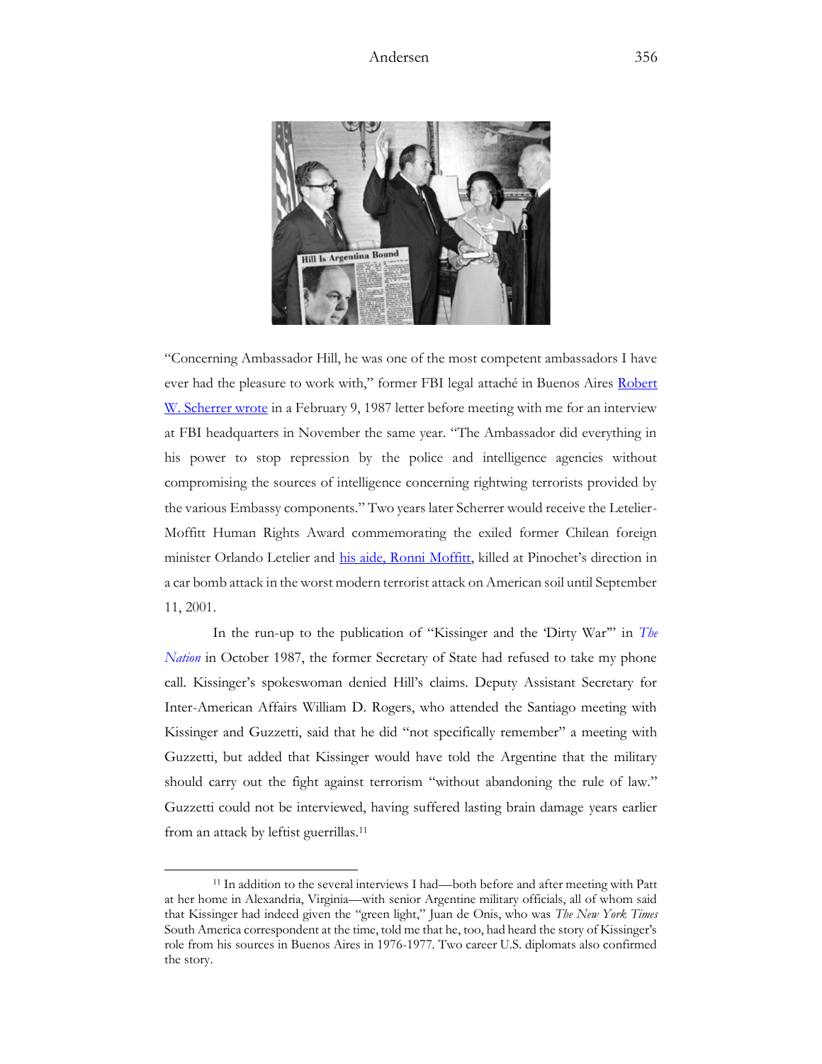"Concerning Ambassador Hill, he was one of the most competent ambassadors I have ever had the pleasure to work with," former FBI legal attaché in Buenos Aires Robert W. Scherrer wrote in a February 9, 1987 letter before meeting with me for an interview at FBI headquarters in November the same year. "The Ambassador did everything in his power to stop repression by the police and intelligence agencies without compromising the sources of intelligence concerning rightwing terrorists provided by the various Embassy components." Two years later Scherrer would receive the Letelier-Moffitt Human Rights Award commemorating the exiled former Chilean foreign minister Orlando Letelier and his aide, Ronni Moffitt, killed at Pinochet's direction in a car bomb attack in the worst modern terrorist attack on American soil until September 11, 2001.

In the run-up to the publication of "Kissinger and the 'Dirty War'" in *The Nation* in October 1987, the former Secretary of State had refused to take my phone call. Kissinger's spokeswoman denied Hill's claims. Deputy Assistant Secretary for Inter-American Affairs William D. Rogers, who attended the Santiago meeting with Kissinger and Guzzetti, said that he did "not specifically remember" a meeting with Guzzetti, but added that Kissinger would have told the Argentine that the military should carry out the fight against terrorism "without abandoning the rule of law." Guzzetti could not be interviewed, having suffered lasting brain damage years earlier from an attack by leftist guerrillas.[11]

[11] In addition to the several interviews I had—both before and after meeting with Patt at her home in Alexandria, Virginia—with senior Argentine military officials, all of whom said that Kissinger had indeed given the "green light," Juan de Onis, who was *The New York Times* South America correspondent at the time, told me that he, too, had heard the story of Kissinger's role from his sources in Buenos Aires in 1976-1977. Two career U.S. diplomats also confirmed the story.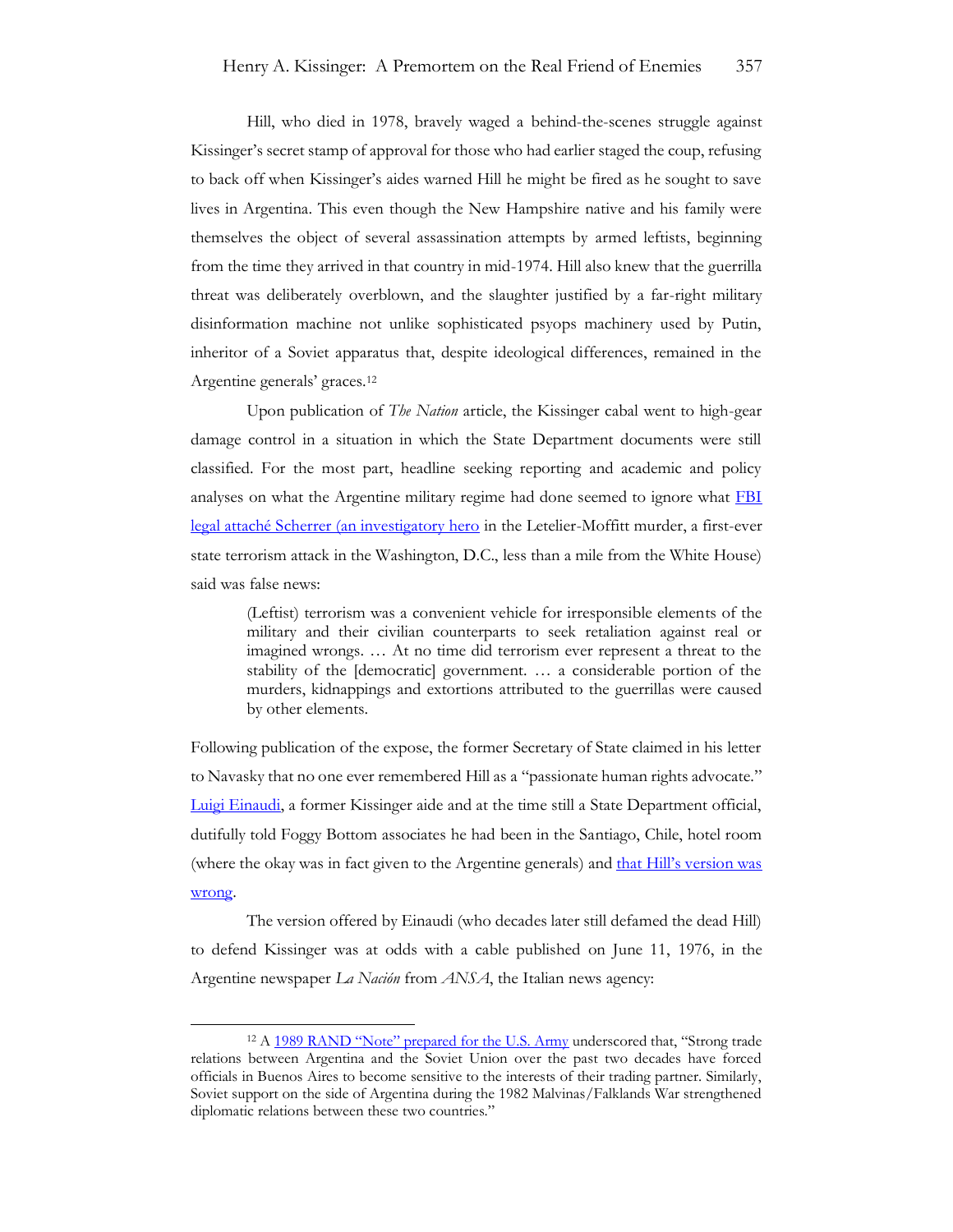Hill, who died in 1978, bravely waged a behind-the-scenes struggle against Kissinger's secret stamp of approval for those who had earlier staged the coup, refusing to back off when Kissinger's aides warned Hill he might be fired as he sought to save lives in Argentina. This even though the New Hampshire native and his family were themselves the object of several assassination attempts by armed leftists, beginning from the time they arrived in that country in mid-1974. Hill also knew that the guerrilla threat was deliberately overblown, and the slaughter justified by a far-right military disinformation machine not unlike sophisticated psyops machinery used by Putin, inheritor of a Soviet apparatus that, despite ideological differences, remained in the Argentine generals' graces.[12]

Upon publication of *The Nation* article, the Kissinger cabal went to high-gear damage control in a situation in which the State Department documents were still classified. For the most part, headline seeking reporting and academic and policy analyses on what the Argentine military regime had done seemed to ignore what FBI legal attaché Scherrer (an investigatory hero in the Letelier-Moffitt murder, a first-ever state terrorism attack in the Washington, D.C., less than a mile from the White House) said was false news:

> (Leftist) terrorism was a convenient vehicle for irresponsible elements of the military and their civilian counterparts to seek retaliation against real or imagined wrongs. … At no time did terrorism ever represent a threat to the stability of the [democratic] government. … a considerable portion of the murders, kidnappings and extortions attributed to the guerrillas were caused by other elements.

Following publication of the expose, the former Secretary of State claimed in his letter to Navasky that no one ever remembered Hill as a "passionate human rights advocate." Luigi Einaudi, a former Kissinger aide and at the time still a State Department official, dutifully told Foggy Bottom associates he had been in the Santiago, Chile, hotel room (where the okay was in fact given to the Argentine generals) and that Hill's version was wrong.

The version offered by Einaudi (who decades later still defamed the dead Hill) to defend Kissinger was at odds with a cable published on June 11, 1976, in the Argentine newspaper *La Nación* from *ANSA*, the Italian news agency:

---

[12] A 1989 RAND "Note" prepared for the U.S. Army underscored that, "Strong trade relations between Argentina and the Soviet Union over the past two decades have forced officials in Buenos Aires to become sensitive to the interests of their trading partner. Similarly, Soviet support on the side of Argentina during the 1982 Malvinas/Falklands War strengthened diplomatic relations between these two countries."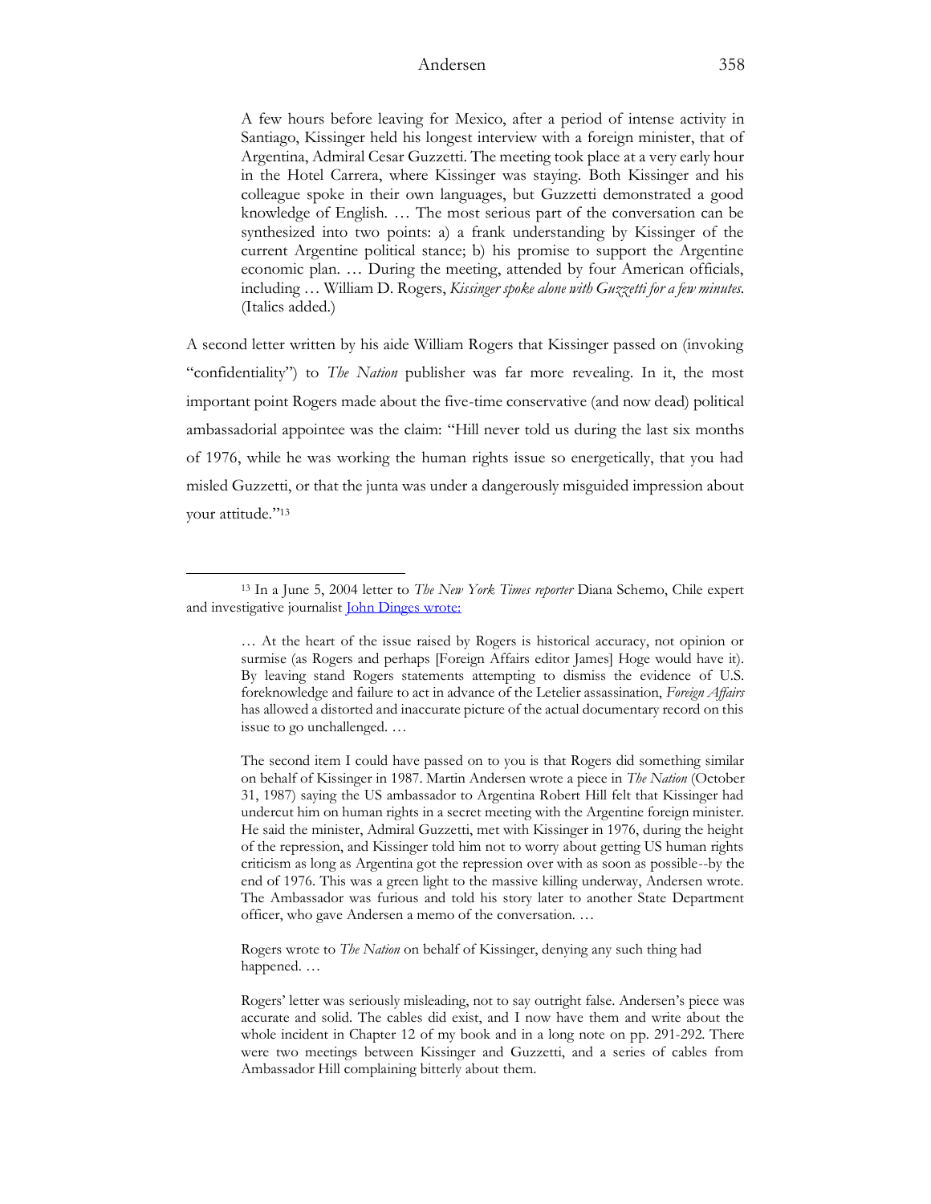> A few hours before leaving for Mexico, after a period of intense activity in Santiago, Kissinger held his longest interview with a foreign minister, that of Argentina, Admiral Cesar Guzzetti. The meeting took place at a very early hour in the Hotel Carrera, where Kissinger was staying. Both Kissinger and his colleague spoke in their own languages, but Guzzetti demonstrated a good knowledge of English. … The most serious part of the conversation can be synthesized into two points: a) a frank understanding by Kissinger of the current Argentine political stance; b) his promise to support the Argentine economic plan. … During the meeting, attended by four American officials, including … William D. Rogers, *Kissinger spoke alone with Guzzetti for a few minutes.* (Italics added.)

A second letter written by his aide William Rogers that Kissinger passed on (invoking "confidentiality") to *The Nation* publisher was far more revealing. In it, the most important point Rogers made about the five-time conservative (and now dead) political ambassadorial appointee was the claim: "Hill never told us during the last six months of 1976, while he was working the human rights issue so energetically, that you had misled Guzzetti, or that the junta was under a dangerously misguided impression about your attitude."[13]

---

[13] In a June 5, 2004 letter to *The New York Times reporter* Diana Schemo, Chile expert and investigative journalist [John Dinges wrote:]()

> … At the heart of the issue raised by Rogers is historical accuracy, not opinion or surmise (as Rogers and perhaps [Foreign Affairs editor James] Hoge would have it). By leaving stand Rogers statements attempting to dismiss the evidence of U.S. foreknowledge and failure to act in advance of the Letelier assassination, *Foreign Affairs* has allowed a distorted and inaccurate picture of the actual documentary record on this issue to go unchallenged. …
>
> The second item I could have passed on to you is that Rogers did something similar on behalf of Kissinger in 1987. Martin Andersen wrote a piece in *The Nation* (October 31, 1987) saying the US ambassador to Argentina Robert Hill felt that Kissinger had undercut him on human rights in a secret meeting with the Argentine foreign minister. He said the minister, Admiral Guzzetti, met with Kissinger in 1976, during the height of the repression, and Kissinger told him not to worry about getting US human rights criticism as long as Argentina got the repression over with as soon as possible--by the end of 1976. This was a green light to the massive killing underway, Andersen wrote. The Ambassador was furious and told his story later to another State Department officer, who gave Andersen a memo of the conversation. …
>
> Rogers wrote to *The Nation* on behalf of Kissinger, denying any such thing had happened. …
>
> Rogers' letter was seriously misleading, not to say outright false. Andersen's piece was accurate and solid. The cables did exist, and I now have them and write about the whole incident in Chapter 12 of my book and in a long note on pp. 291-292. There were two meetings between Kissinger and Guzzetti, and a series of cables from Ambassador Hill complaining bitterly about them.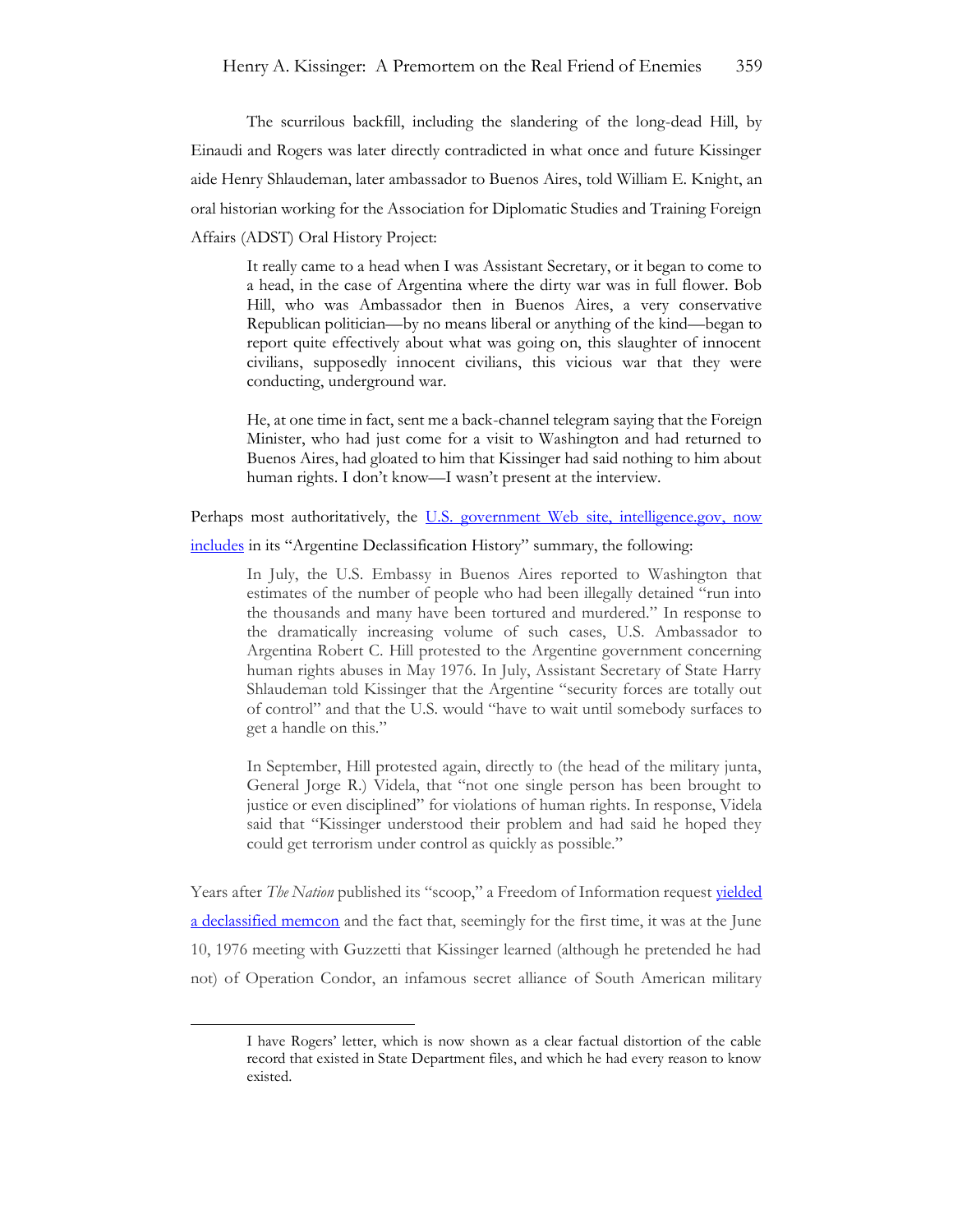The scurrilous backfill, including the slandering of the long-dead Hill, by Einaudi and Rogers was later directly contradicted in what once and future Kissinger aide Henry Shlaudeman, later ambassador to Buenos Aires, told William E. Knight, an oral historian working for the Association for Diplomatic Studies and Training Foreign Affairs (ADST) Oral History Project:

> It really came to a head when I was Assistant Secretary, or it began to come to a head, in the case of Argentina where the dirty war was in full flower. Bob Hill, who was Ambassador then in Buenos Aires, a very conservative Republican politician—by no means liberal or anything of the kind—began to report quite effectively about what was going on, this slaughter of innocent civilians, supposedly innocent civilians, this vicious war that they were conducting, underground war.
>
> He, at one time in fact, sent me a back-channel telegram saying that the Foreign Minister, who had just come for a visit to Washington and had returned to Buenos Aires, had gloated to him that Kissinger had said nothing to him about human rights. I don't know—I wasn't present at the interview.

Perhaps most authoritatively, the U.S. government Web site, intelligence.gov, now includes in its "Argentine Declassification History" summary, the following:

> In July, the U.S. Embassy in Buenos Aires reported to Washington that estimates of the number of people who had been illegally detained "run into the thousands and many have been tortured and murdered." In response to the dramatically increasing volume of such cases, U.S. Ambassador to Argentina Robert C. Hill protested to the Argentine government concerning human rights abuses in May 1976. In July, Assistant Secretary of State Harry Shlaudeman told Kissinger that the Argentine "security forces are totally out of control" and that the U.S. would "have to wait until somebody surfaces to get a handle on this."
>
> In September, Hill protested again, directly to (the head of the military junta, General Jorge R.) Videla, that "not one single person has been brought to justice or even disciplined" for violations of human rights. In response, Videla said that "Kissinger understood their problem and had said he hoped they could get terrorism under control as quickly as possible."

Years after *The Nation* published its "scoop," a Freedom of Information request yielded a declassified memcon and the fact that, seemingly for the first time, it was at the June 10, 1976 meeting with Guzzetti that Kissinger learned (although he pretended he had not) of Operation Condor, an infamous secret alliance of South American military

---

> I have Rogers' letter, which is now shown as a clear factual distortion of the cable record that existed in State Department files, and which he had every reason to know existed.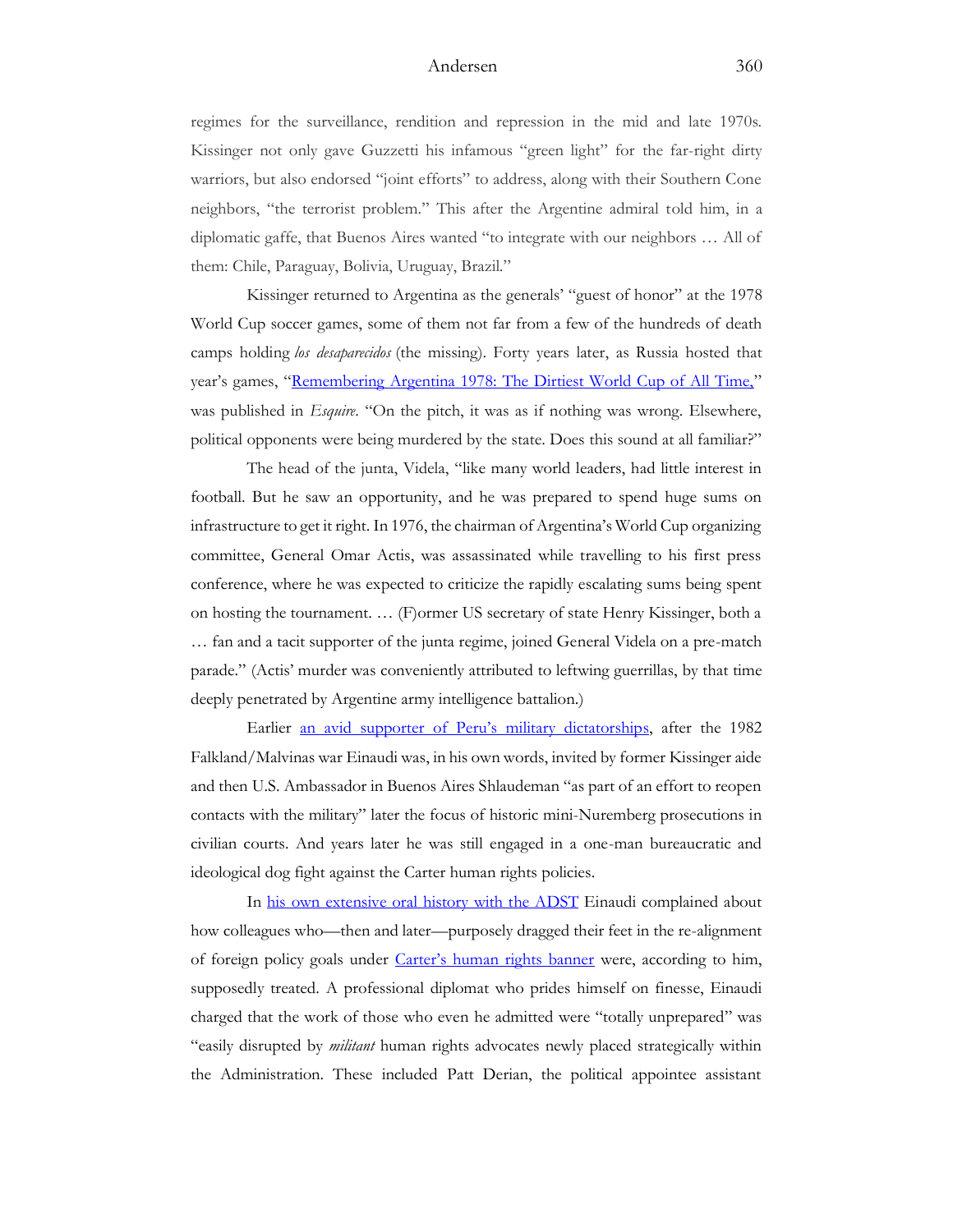regimes for the surveillance, rendition and repression in the mid and late 1970s. Kissinger not only gave Guzzetti his infamous "green light" for the far-right dirty warriors, but also endorsed "joint efforts" to address, along with their Southern Cone neighbors, "the terrorist problem." This after the Argentine admiral told him, in a diplomatic gaffe, that Buenos Aires wanted "to integrate with our neighbors … All of them: Chile, Paraguay, Bolivia, Uruguay, Brazil."

Kissinger returned to Argentina as the generals' "guest of honor" at the 1978 World Cup soccer games, some of them not far from a few of the hundreds of death camps holding *los desaparecidos* (the missing). Forty years later, as Russia hosted that year's games, "[Remembering Argentina 1978: The Dirtiest World Cup of All Time,]()" was published in *Esquire*. "On the pitch, it was as if nothing was wrong. Elsewhere, political opponents were being murdered by the state. Does this sound at all familiar?"

The head of the junta, Videla, "like many world leaders, had little interest in football. But he saw an opportunity, and he was prepared to spend huge sums on infrastructure to get it right. In 1976, the chairman of Argentina's World Cup organizing committee, General Omar Actis, was assassinated while travelling to his first press conference, where he was expected to criticize the rapidly escalating sums being spent on hosting the tournament. … (F)ormer US secretary of state Henry Kissinger, both a … fan and a tacit supporter of the junta regime, joined General Videla on a pre-match parade." (Actis' murder was conveniently attributed to leftwing guerrillas, by that time deeply penetrated by Argentine army intelligence battalion.)

Earlier [an avid supporter of Peru's military dictatorships](), after the 1982 Falkland/Malvinas war Einaudi was, in his own words, invited by former Kissinger aide and then U.S. Ambassador in Buenos Aires Shlaudeman "as part of an effort to reopen contacts with the military" later the focus of historic mini-Nuremberg prosecutions in civilian courts. And years later he was still engaged in a one-man bureaucratic and ideological dog fight against the Carter human rights policies.

In [his own extensive oral history with the ADST]() Einaudi complained about how colleagues who—then and later—purposely dragged their feet in the re-alignment of foreign policy goals under [Carter's human rights banner]() were, according to him, supposedly treated. A professional diplomat who prides himself on finesse, Einaudi charged that the work of those who even he admitted were "totally unprepared" was "easily disrupted by *militant* human rights advocates newly placed strategically within the Administration. These included Patt Derian, the political appointee assistant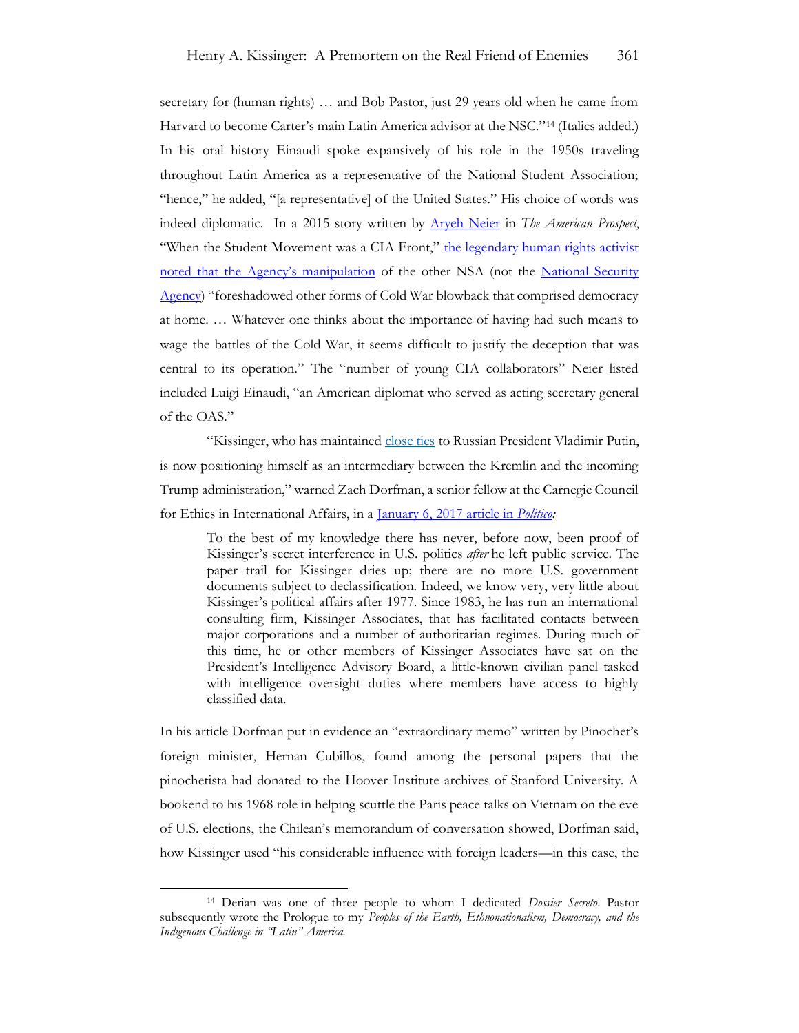secretary for (human rights) … and Bob Pastor, just 29 years old when he came from Harvard to become Carter's main Latin America advisor at the NSC."[14] (Italics added.) In his oral history Einaudi spoke expansively of his role in the 1950s traveling throughout Latin America as a representative of the National Student Association; "hence," he added, "[a representative] of the United States." His choice of words was indeed diplomatic. In a 2015 story written by Aryeh Neier in *The American Prospect*, "When the Student Movement was a CIA Front," the legendary human rights activist noted that the Agency's manipulation of the other NSA (not the National Security Agency) "foreshadowed other forms of Cold War blowback that comprised democracy at home. … Whatever one thinks about the importance of having had such means to wage the battles of the Cold War, it seems difficult to justify the deception that was central to its operation." The "number of young CIA collaborators" Neier listed included Luigi Einaudi, "an American diplomat who served as acting secretary general of the OAS."

"Kissinger, who has maintained close ties to Russian President Vladimir Putin, is now positioning himself as an intermediary between the Kremlin and the incoming Trump administration," warned Zach Dorfman, a senior fellow at the Carnegie Council for Ethics in International Affairs, in a January 6, 2017 article in *Politico*:

> To the best of my knowledge there has never, before now, been proof of Kissinger's secret interference in U.S. politics *after* he left public service. The paper trail for Kissinger dries up; there are no more U.S. government documents subject to declassification. Indeed, we know very, very little about Kissinger's political affairs after 1977. Since 1983, he has run an international consulting firm, Kissinger Associates, that has facilitated contacts between major corporations and a number of authoritarian regimes. During much of this time, he or other members of Kissinger Associates have sat on the President's Intelligence Advisory Board, a little-known civilian panel tasked with intelligence oversight duties where members have access to highly classified data.

In his article Dorfman put in evidence an "extraordinary memo" written by Pinochet's foreign minister, Hernan Cubillos, found among the personal papers that the pinochetista had donated to the Hoover Institute archives of Stanford University. A bookend to his 1968 role in helping scuttle the Paris peace talks on Vietnam on the eve of U.S. elections, the Chilean's memorandum of conversation showed, Dorfman said, how Kissinger used "his considerable influence with foreign leaders—in this case, the

---

[14] Derian was one of three people to whom I dedicated *Dossier Secreto*. Pastor subsequently wrote the Prologue to my *Peoples of the Earth, Ethnonationalism, Democracy, and the Indigenous Challenge in "Latin" America.*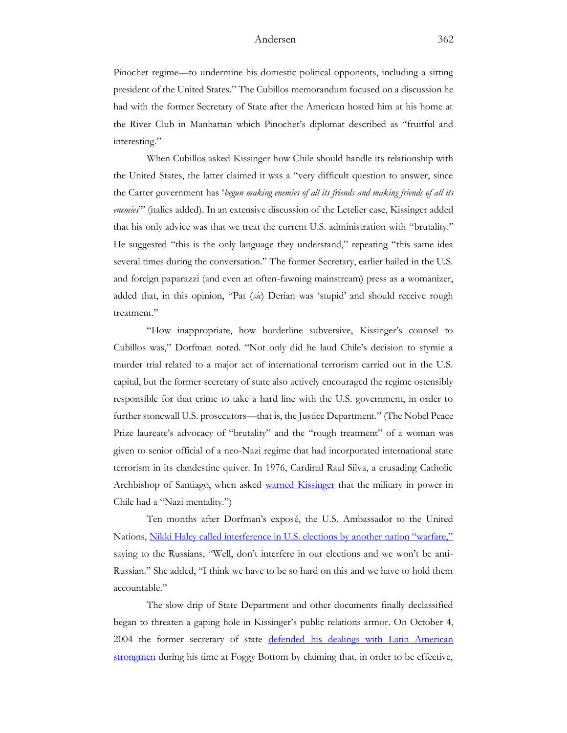Pinochet regime—to undermine his domestic political opponents, including a sitting president of the United States." The Cubillos memorandum focused on a discussion he had with the former Secretary of State after the American hosted him at his home at the River Club in Manhattan which Pinochet's diplomat described as "fruitful and interesting."

When Cubillos asked Kissinger how Chile should handle its relationship with the United States, the latter claimed it was a "very difficult question to answer, since the Carter government has '*begun making enemies of all its friends and making friends of all its enemies*'" (italics added). In an extensive discussion of the Letelier case, Kissinger added that his only advice was that we treat the current U.S. administration with "brutality." He suggested "this is the only language they understand," repeating "this same idea several times during the conversation." The former Secretary, earlier hailed in the U.S. and foreign paparazzi (and even an often-fawning mainstream) press as a womanizer, added that, in this opinion, "Pat (*sic*) Derian was 'stupid' and should receive rough treatment."

"How inappropriate, how borderline subversive, Kissinger's counsel to Cubillos was," Dorfman noted. "Not only did he laud Chile's decision to stymie a murder trial related to a major act of international terrorism carried out in the U.S. capital, but the former secretary of state also actively encouraged the regime ostensibly responsible for that crime to take a hard line with the U.S. government, in order to further stonewall U.S. prosecutors—that is, the Justice Department." (The Nobel Peace Prize laureate's advocacy of "brutality" and the "rough treatment" of a woman was given to senior official of a neo-Nazi regime that had incorporated international state terrorism in its clandestine quiver. In 1976, Cardinal Raul Silva, a crusading Catholic Archbishop of Santiago, when asked warned Kissinger that the military in power in Chile had a "Nazi mentality.")

Ten months after Dorfman's exposé, the U.S. Ambassador to the United Nations, Nikki Haley called interference in U.S. elections by another nation "warfare," saying to the Russians, "Well, don't interfere in our elections and we won't be anti-Russian." She added, "I think we have to be so hard on this and we have to hold them accountable."

The slow drip of State Department and other documents finally declassified began to threaten a gaping hole in Kissinger's public relations armor. On October 4, 2004 the former secretary of state defended his dealings with Latin American strongmen during his time at Foggy Bottom by claiming that, in order to be effective,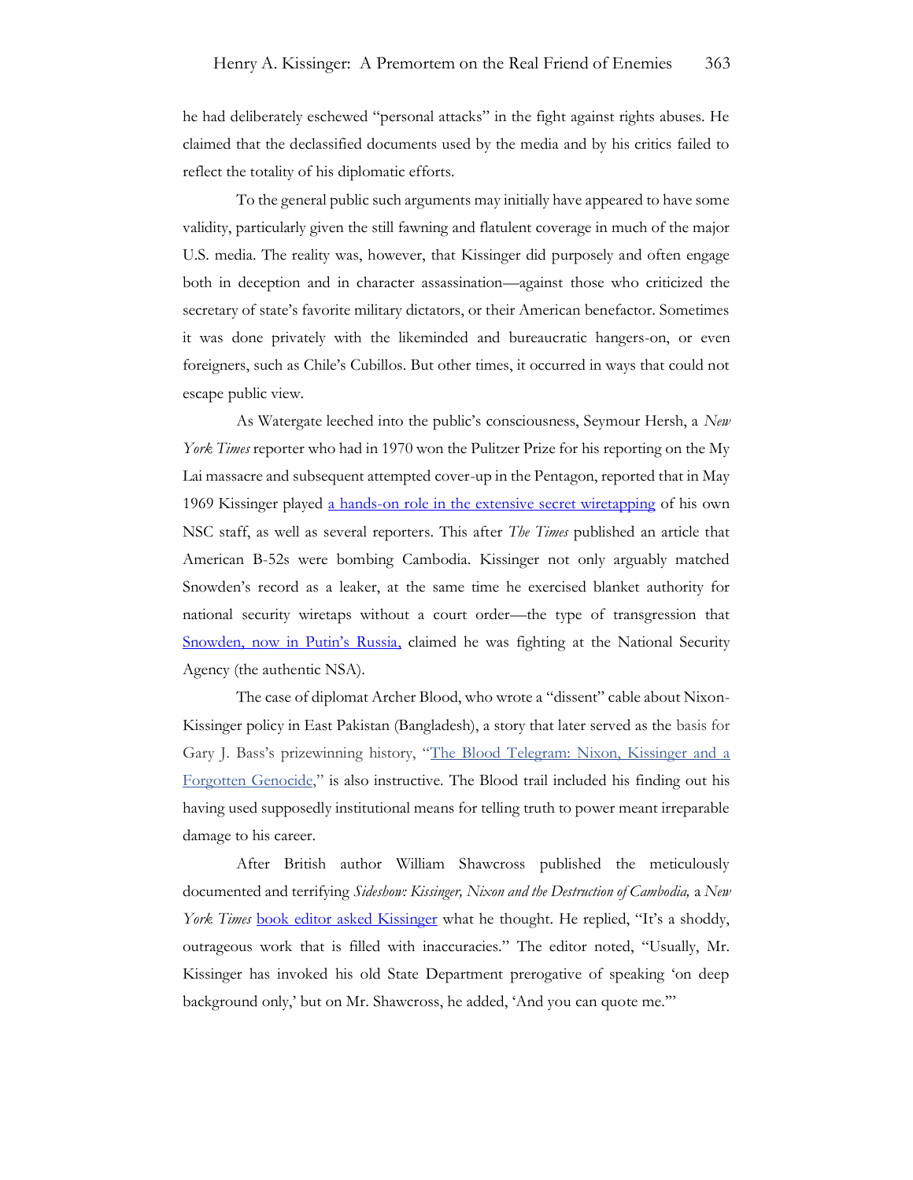he had deliberately eschewed "personal attacks" in the fight against rights abuses. He claimed that the declassified documents used by the media and by his critics failed to reflect the totality of his diplomatic efforts.

To the general public such arguments may initially have appeared to have some validity, particularly given the still fawning and flatulent coverage in much of the major U.S. media. The reality was, however, that Kissinger did purposely and often engage both in deception and in character assassination—against those who criticized the secretary of state's favorite military dictators, or their American benefactor. Sometimes it was done privately with the likeminded and bureaucratic hangers-on, or even foreigners, such as Chile's Cubillos. But other times, it occurred in ways that could not escape public view.

As Watergate leeched into the public's consciousness, Seymour Hersh, a *New York Times* reporter who had in 1970 won the Pulitzer Prize for his reporting on the My Lai massacre and subsequent attempted cover-up in the Pentagon, reported that in May 1969 Kissinger played a hands-on role in the extensive secret wiretapping of his own NSC staff, as well as several reporters. This after *The Times* published an article that American B-52s were bombing Cambodia. Kissinger not only arguably matched Snowden's record as a leaker, at the same time he exercised blanket authority for national security wiretaps without a court order—the type of transgression that Snowden, now in Putin's Russia, claimed he was fighting at the National Security Agency (the authentic NSA).

The case of diplomat Archer Blood, who wrote a "dissent" cable about Nixon-Kissinger policy in East Pakistan (Bangladesh), a story that later served as the basis for Gary J. Bass's prizewinning history, "The Blood Telegram: Nixon, Kissinger and a Forgotten Genocide," is also instructive. The Blood trail included his finding out his having used supposedly institutional means for telling truth to power meant irreparable damage to his career.

After British author William Shawcross published the meticulously documented and terrifying *Sideshow: Kissinger, Nixon and the Destruction of Cambodia,* a *New York Times* book editor asked Kissinger what he thought. He replied, "It's a shoddy, outrageous work that is filled with inaccuracies." The editor noted, "Usually, Mr. Kissinger has invoked his old State Department prerogative of speaking 'on deep background only,' but on Mr. Shawcross, he added, 'And you can quote me.'"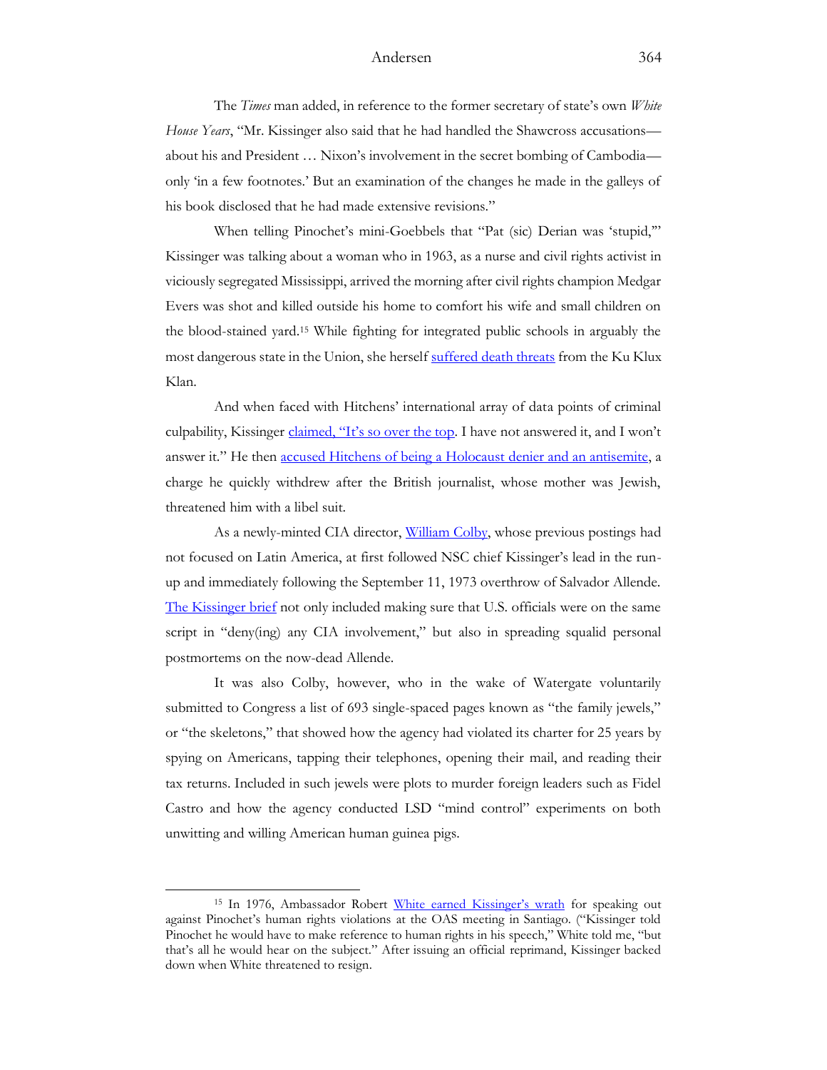The *Times* man added, in reference to the former secretary of state's own *White House Years*, "Mr. Kissinger also said that he had handled the Shawcross accusations—about his and President … Nixon's involvement in the secret bombing of Cambodia—only 'in a few footnotes.' But an examination of the changes he made in the galleys of his book disclosed that he had made extensive revisions."

When telling Pinochet's mini-Goebbels that "Pat (sic) Derian was 'stupid,'" Kissinger was talking about a woman who in 1963, as a nurse and civil rights activist in viciously segregated Mississippi, arrived the morning after civil rights champion Medgar Evers was shot and killed outside his home to comfort his wife and small children on the blood-stained yard.[15] While fighting for integrated public schools in arguably the most dangerous state in the Union, she herself suffered death threats from the Ku Klux Klan.

And when faced with Hitchens' international array of data points of criminal culpability, Kissinger claimed, "It's so over the top. I have not answered it, and I won't answer it." He then accused Hitchens of being a Holocaust denier and an antisemite, a charge he quickly withdrew after the British journalist, whose mother was Jewish, threatened him with a libel suit.

As a newly-minted CIA director, William Colby, whose previous postings had not focused on Latin America, at first followed NSC chief Kissinger's lead in the run-up and immediately following the September 11, 1973 overthrow of Salvador Allende. The Kissinger brief not only included making sure that U.S. officials were on the same script in "deny(ing) any CIA involvement," but also in spreading squalid personal postmortems on the now-dead Allende.

It was also Colby, however, who in the wake of Watergate voluntarily submitted to Congress a list of 693 single-spaced pages known as "the family jewels," or "the skeletons," that showed how the agency had violated its charter for 25 years by spying on Americans, tapping their telephones, opening their mail, and reading their tax returns. Included in such jewels were plots to murder foreign leaders such as Fidel Castro and how the agency conducted LSD "mind control" experiments on both unwitting and willing American human guinea pigs.

---

[15] In 1976, Ambassador Robert White earned Kissinger's wrath for speaking out against Pinochet's human rights violations at the OAS meeting in Santiago. ("Kissinger told Pinochet he would have to make reference to human rights in his speech," White told me, "but that's all he would hear on the subject." After issuing an official reprimand, Kissinger backed down when White threatened to resign.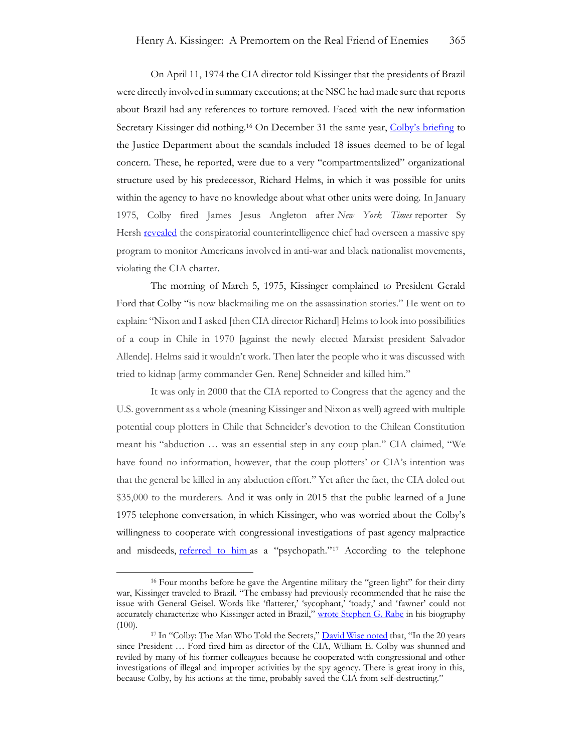On April 11, 1974 the CIA director told Kissinger that the presidents of Brazil were directly involved in summary executions; at the NSC he had made sure that reports about Brazil had any references to torture removed. Faced with the new information Secretary Kissinger did nothing.[16] On December 31 the same year, Colby's briefing to the Justice Department about the scandals included 18 issues deemed to be of legal concern. These, he reported, were due to a very "compartmentalized" organizational structure used by his predecessor, Richard Helms, in which it was possible for units within the agency to have no knowledge about what other units were doing. In January 1975, Colby fired James Jesus Angleton after *New York Times* reporter Sy Hersh revealed the conspiratorial counterintelligence chief had overseen a massive spy program to monitor Americans involved in anti-war and black nationalist movements, violating the CIA charter.

The morning of March 5, 1975, Kissinger complained to President Gerald Ford that Colby "is now blackmailing me on the assassination stories." He went on to explain: "Nixon and I asked [then CIA director Richard] Helms to look into possibilities of a coup in Chile in 1970 [against the newly elected Marxist president Salvador Allende]. Helms said it wouldn't work. Then later the people who it was discussed with tried to kidnap [army commander Gen. Rene] Schneider and killed him."

It was only in 2000 that the CIA reported to Congress that the agency and the U.S. government as a whole (meaning Kissinger and Nixon as well) agreed with multiple potential coup plotters in Chile that Schneider's devotion to the Chilean Constitution meant his "abduction … was an essential step in any coup plan." CIA claimed, "We have found no information, however, that the coup plotters' or CIA's intention was that the general be killed in any abduction effort." Yet after the fact, the CIA doled out $35,000 to the murderers. And it was only in 2015 that the public learned of a June 1975 telephone conversation, in which Kissinger, who was worried about the Colby's willingness to cooperate with congressional investigations of past agency malpractice and misdeeds, referred to him as a "psychopath."[17] According to the telephone

---

[16] Four months before he gave the Argentine military the "green light" for their dirty war, Kissinger traveled to Brazil. "The embassy had previously recommended that he raise the issue with General Geisel. Words like 'flatterer,' 'sycophant,' 'toady,' and 'fawner' could not accurately characterize who Kissinger acted in Brazil," wrote Stephen G. Rabe in his biography (100).

[17] In "Colby: The Man Who Told the Secrets," David Wise noted that, "In the 20 years since President … Ford fired him as director of the CIA, William E. Colby was shunned and reviled by many of his former colleagues because he cooperated with congressional and other investigations of illegal and improper activities by the spy agency. There is great irony in this, because Colby, by his actions at the time, probably saved the CIA from self-destructing."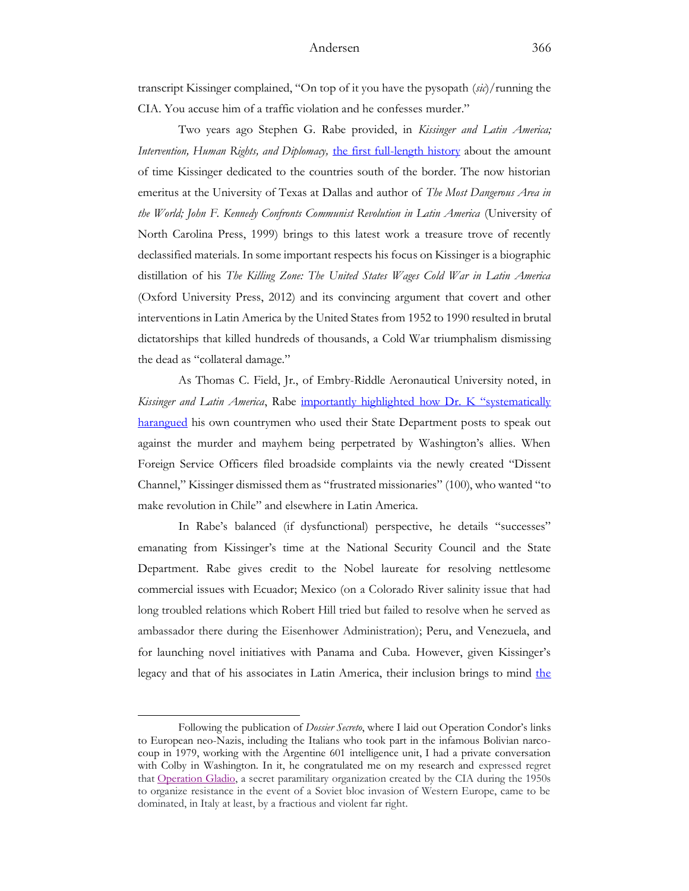transcript Kissinger complained, "On top of it you have the pysopath (*sic*)/running the CIA. You accuse him of a traffic violation and he confesses murder."

Two years ago Stephen G. Rabe provided, in *Kissinger and Latin America; Intervention, Human Rights, and Diplomacy,* [the first full-length history]() about the amount of time Kissinger dedicated to the countries south of the border. The now historian emeritus at the University of Texas at Dallas and author of *The Most Dangerous Area in the World; John F. Kennedy Confronts Communist Revolution in Latin America* (University of North Carolina Press, 1999) brings to this latest work a treasure trove of recently declassified materials. In some important respects his focus on Kissinger is a biographic distillation of his *The Killing Zone: The United States Wages Cold War in Latin America* (Oxford University Press, 2012) and its convincing argument that covert and other interventions in Latin America by the United States from 1952 to 1990 resulted in brutal dictatorships that killed hundreds of thousands, a Cold War triumphalism dismissing the dead as "collateral damage."

As Thomas C. Field, Jr., of Embry-Riddle Aeronautical University noted, in *Kissinger and Latin America*, Rabe [importantly highlighted how Dr. K "systematically harangued]() his own countrymen who used their State Department posts to speak out against the murder and mayhem being perpetrated by Washington's allies. When Foreign Service Officers filed broadside complaints via the newly created "Dissent Channel," Kissinger dismissed them as "frustrated missionaries" (100), who wanted "to make revolution in Chile" and elsewhere in Latin America.

In Rabe's balanced (if dysfunctional) perspective, he details "successes" emanating from Kissinger's time at the National Security Council and the State Department. Rabe gives credit to the Nobel laureate for resolving nettlesome commercial issues with Ecuador; Mexico (on a Colorado River salinity issue that had long troubled relations which Robert Hill tried but failed to resolve when he served as ambassador there during the Eisenhower Administration); Peru, and Venezuela, and for launching novel initiatives with Panama and Cuba. However, given Kissinger's legacy and that of his associates in Latin America, their inclusion brings to mind [the]()

---

Following the publication of *Dossier Secreto*, where I laid out Operation Condor's links to European neo-Nazis, including the Italians who took part in the infamous Bolivian narco-coup in 1979, working with the Argentine 601 intelligence unit, I had a private conversation with Colby in Washington. In it, he congratulated me on my research and expressed regret that [Operation Gladio](), a secret paramilitary organization created by the CIA during the 1950s to organize resistance in the event of a Soviet bloc invasion of Western Europe, came to be dominated, in Italy at least, by a fractious and violent far right.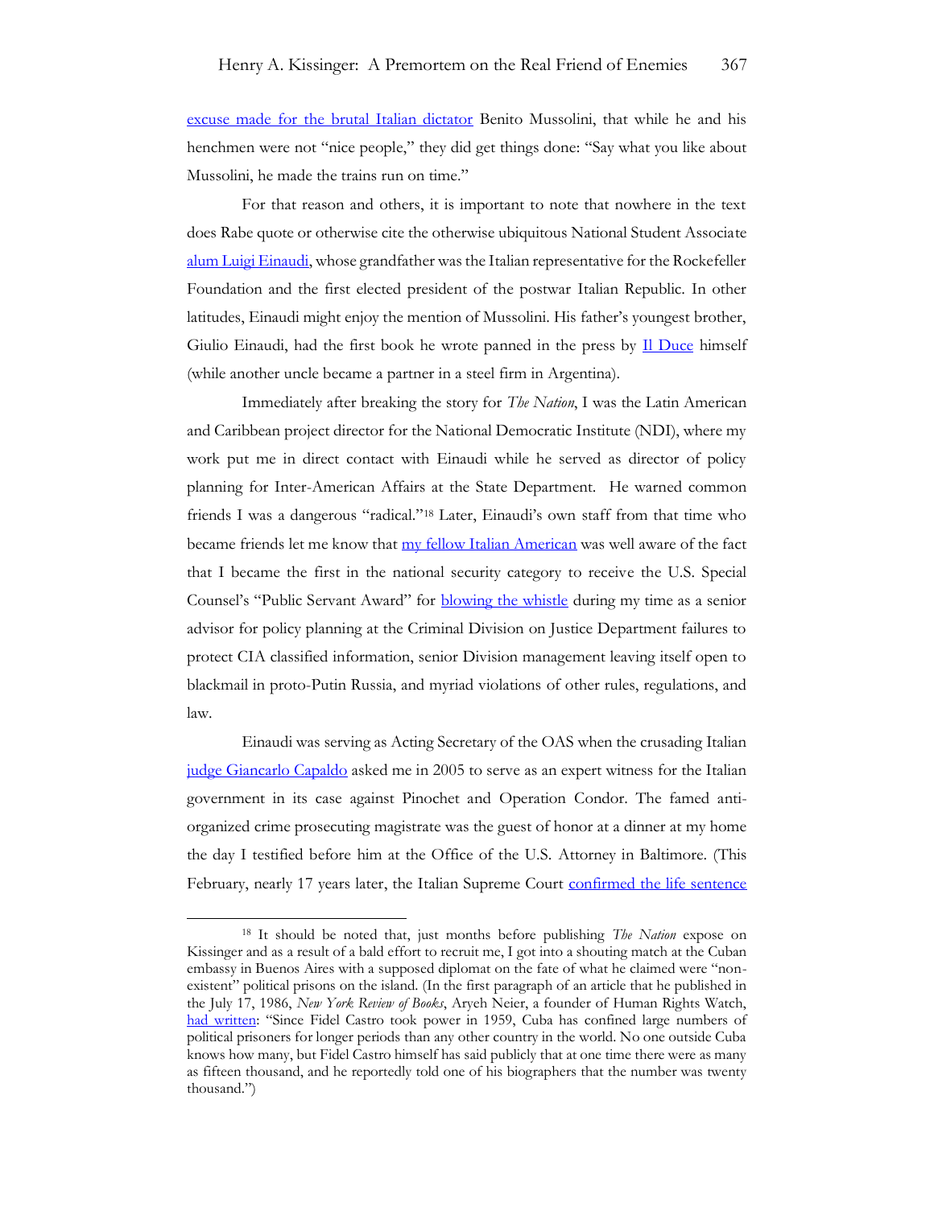excuse made for the brutal Italian dictator Benito Mussolini, that while he and his henchmen were not "nice people," they did get things done: "Say what you like about Mussolini, he made the trains run on time."

For that reason and others, it is important to note that nowhere in the text does Rabe quote or otherwise cite the otherwise ubiquitous National Student Associate alum Luigi Einaudi, whose grandfather was the Italian representative for the Rockefeller Foundation and the first elected president of the postwar Italian Republic. In other latitudes, Einaudi might enjoy the mention of Mussolini. His father's youngest brother, Giulio Einaudi, had the first book he wrote panned in the press by Il Duce himself (while another uncle became a partner in a steel firm in Argentina).

Immediately after breaking the story for *The Nation*, I was the Latin American and Caribbean project director for the National Democratic Institute (NDI), where my work put me in direct contact with Einaudi while he served as director of policy planning for Inter-American Affairs at the State Department. He warned common friends I was a dangerous "radical."[18] Later, Einaudi's own staff from that time who became friends let me know that my fellow Italian American was well aware of the fact that I became the first in the national security category to receive the U.S. Special Counsel's "Public Servant Award" for blowing the whistle during my time as a senior advisor for policy planning at the Criminal Division on Justice Department failures to protect CIA classified information, senior Division management leaving itself open to blackmail in proto-Putin Russia, and myriad violations of other rules, regulations, and law.

Einaudi was serving as Acting Secretary of the OAS when the crusading Italian judge Giancarlo Capaldo asked me in 2005 to serve as an expert witness for the Italian government in its case against Pinochet and Operation Condor. The famed anti-organized crime prosecuting magistrate was the guest of honor at a dinner at my home the day I testified before him at the Office of the U.S. Attorney in Baltimore. (This February, nearly 17 years later, the Italian Supreme Court confirmed the life sentence

[18] It should be noted that, just months before publishing *The Nation* expose on Kissinger and as a result of a bald effort to recruit me, I got into a shouting match at the Cuban embassy in Buenos Aires with a supposed diplomat on the fate of what he claimed were "non-existent" political prisons on the island. (In the first paragraph of an article that he published in the July 17, 1986, *New York Review of Books*, Aryeh Neier, a founder of Human Rights Watch, had written: "Since Fidel Castro took power in 1959, Cuba has confined large numbers of political prisoners for longer periods than any other country in the world. No one outside Cuba knows how many, but Fidel Castro himself has said publicly that at one time there were as many as fifteen thousand, and he reportedly told one of his biographers that the number was twenty thousand.")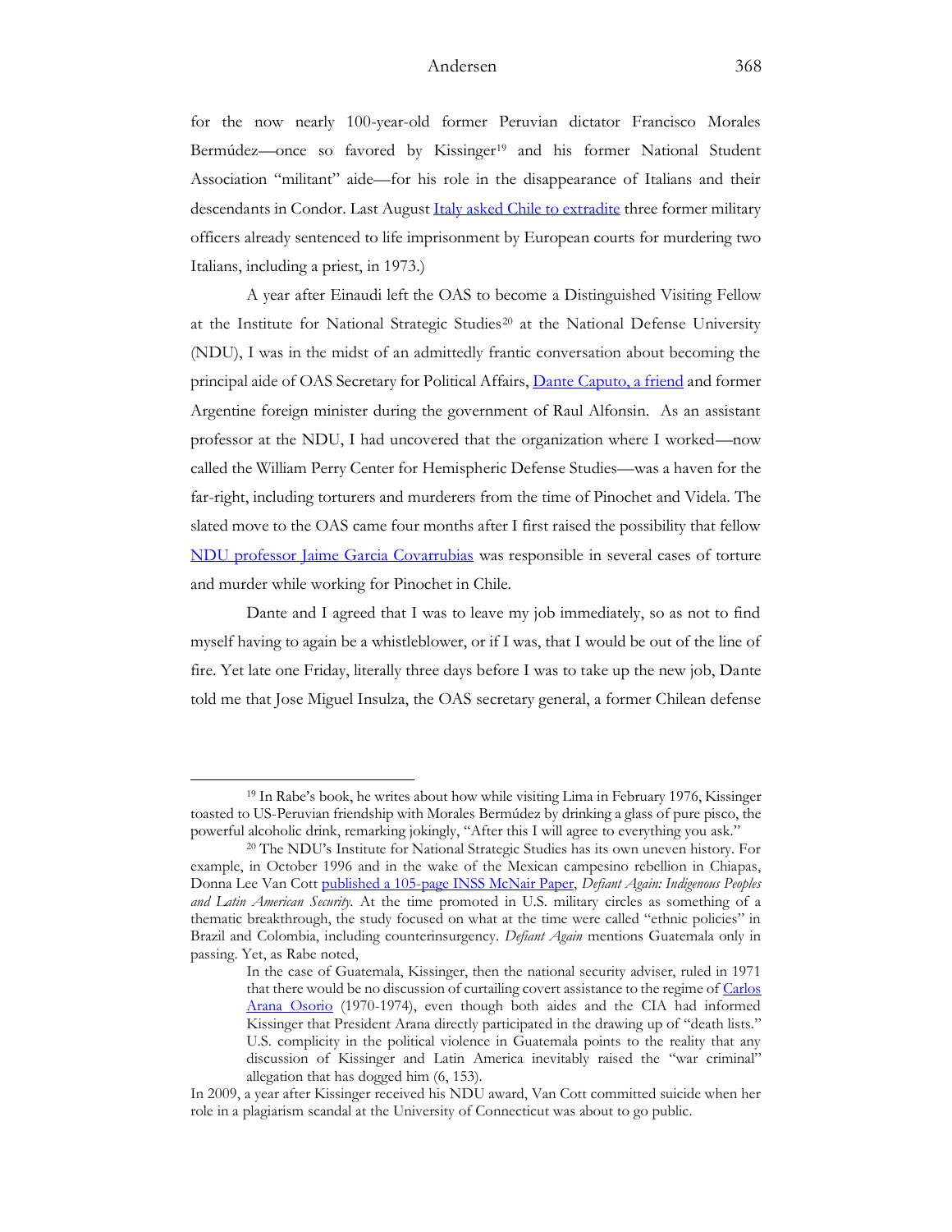for the now nearly 100-year-old former Peruvian dictator Francisco Morales Bermúdez—once so favored by Kissinger[19] and his former National Student Association "militant" aide—for his role in the disappearance of Italians and their descendants in Condor. Last August Italy asked Chile to extradite three former military officers already sentenced to life imprisonment by European courts for murdering two Italians, including a priest, in 1973.)

A year after Einaudi left the OAS to become a Distinguished Visiting Fellow at the Institute for National Strategic Studies[20] at the National Defense University (NDU), I was in the midst of an admittedly frantic conversation about becoming the principal aide of OAS Secretary for Political Affairs, Dante Caputo, a friend and former Argentine foreign minister during the government of Raul Alfonsin. As an assistant professor at the NDU, I had uncovered that the organization where I worked—now called the William Perry Center for Hemispheric Defense Studies—was a haven for the far-right, including torturers and murderers from the time of Pinochet and Videla. The slated move to the OAS came four months after I first raised the possibility that fellow NDU professor Jaime Garcia Covarrubias was responsible in several cases of torture and murder while working for Pinochet in Chile.

Dante and I agreed that I was to leave my job immediately, so as not to find myself having to again be a whistleblower, or if I was, that I would be out of the line of fire. Yet late one Friday, literally three days before I was to take up the new job, Dante told me that Jose Miguel Insulza, the OAS secretary general, a former Chilean defense

---

[19] In Rabe's book, he writes about how while visiting Lima in February 1976, Kissinger toasted to US-Peruvian friendship with Morales Bermúdez by drinking a glass of pure pisco, the powerful alcoholic drink, remarking jokingly, "After this I will agree to everything you ask."

[20] The NDU's Institute for National Strategic Studies has its own uneven history. For example, in October 1996 and in the wake of the Mexican campesino rebellion in Chiapas, Donna Lee Van Cott published a 105-page INSS McNair Paper, *Defiant Again: Indigenous Peoples and Latin American Security.* At the time promoted in U.S. military circles as something of a thematic breakthrough, the study focused on what at the time were called "ethnic policies" in Brazil and Colombia, including counterinsurgency. *Defiant Again* mentions Guatemala only in passing. Yet, as Rabe noted,

> In the case of Guatemala, Kissinger, then the national security adviser, ruled in 1971 that there would be no discussion of curtailing covert assistance to the regime of Carlos Arana Osorio (1970-1974), even though both aides and the CIA had informed Kissinger that President Arana directly participated in the drawing up of "death lists." U.S. complicity in the political violence in Guatemala points to the reality that any discussion of Kissinger and Latin America inevitably raised the "war criminal" allegation that has dogged him (6, 153).

In 2009, a year after Kissinger received his NDU award, Van Cott committed suicide when her role in a plagiarism scandal at the University of Connecticut was about to go public.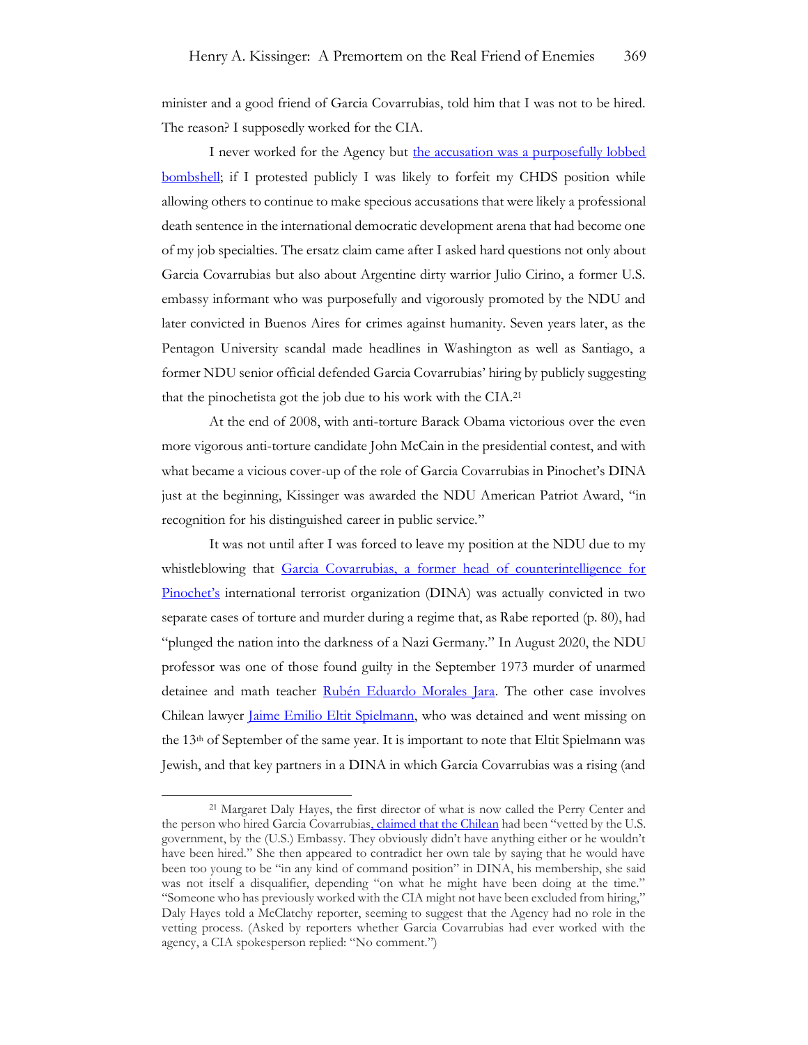minister and a good friend of Garcia Covarrubias, told him that I was not to be hired. The reason? I supposedly worked for the CIA.

I never worked for the Agency but the accusation was a purposefully lobbed bombshell; if I protested publicly I was likely to forfeit my CHDS position while allowing others to continue to make specious accusations that were likely a professional death sentence in the international democratic development arena that had become one of my job specialties. The ersatz claim came after I asked hard questions not only about Garcia Covarrubias but also about Argentine dirty warrior Julio Cirino, a former U.S. embassy informant who was purposefully and vigorously promoted by the NDU and later convicted in Buenos Aires for crimes against humanity. Seven years later, as the Pentagon University scandal made headlines in Washington as well as Santiago, a former NDU senior official defended Garcia Covarrubias' hiring by publicly suggesting that the pinochetista got the job due to his work with the CIA.[21]

At the end of 2008, with anti-torture Barack Obama victorious over the even more vigorous anti-torture candidate John McCain in the presidential contest, and with what became a vicious cover-up of the role of Garcia Covarrubias in Pinochet's DINA just at the beginning, Kissinger was awarded the NDU American Patriot Award, "in recognition for his distinguished career in public service."

It was not until after I was forced to leave my position at the NDU due to my whistleblowing that Garcia Covarrubias, a former head of counterintelligence for Pinochet's international terrorist organization (DINA) was actually convicted in two separate cases of torture and murder during a regime that, as Rabe reported (p. 80), had "plunged the nation into the darkness of a Nazi Germany." In August 2020, the NDU professor was one of those found guilty in the September 1973 murder of unarmed detainee and math teacher Rubén Eduardo Morales Jara. The other case involves Chilean lawyer Jaime Emilio Eltit Spielmann, who was detained and went missing on the 13th of September of the same year. It is important to note that Eltit Spielmann was Jewish, and that key partners in a DINA in which Garcia Covarrubias was a rising (and

[21] Margaret Daly Hayes, the first director of what is now called the Perry Center and the person who hired Garcia Covarrubias, claimed that the Chilean had been "vetted by the U.S. government, by the (U.S.) Embassy. They obviously didn't have anything either or he wouldn't have been hired." She then appeared to contradict her own tale by saying that he would have been too young to be "in any kind of command position" in DINA, his membership, she said was not itself a disqualifier, depending "on what he might have been doing at the time." "Someone who has previously worked with the CIA might not have been excluded from hiring," Daly Hayes told a McClatchy reporter, seeming to suggest that the Agency had no role in the vetting process. (Asked by reporters whether Garcia Covarrubias had ever worked with the agency, a CIA spokesperson replied: "No comment.")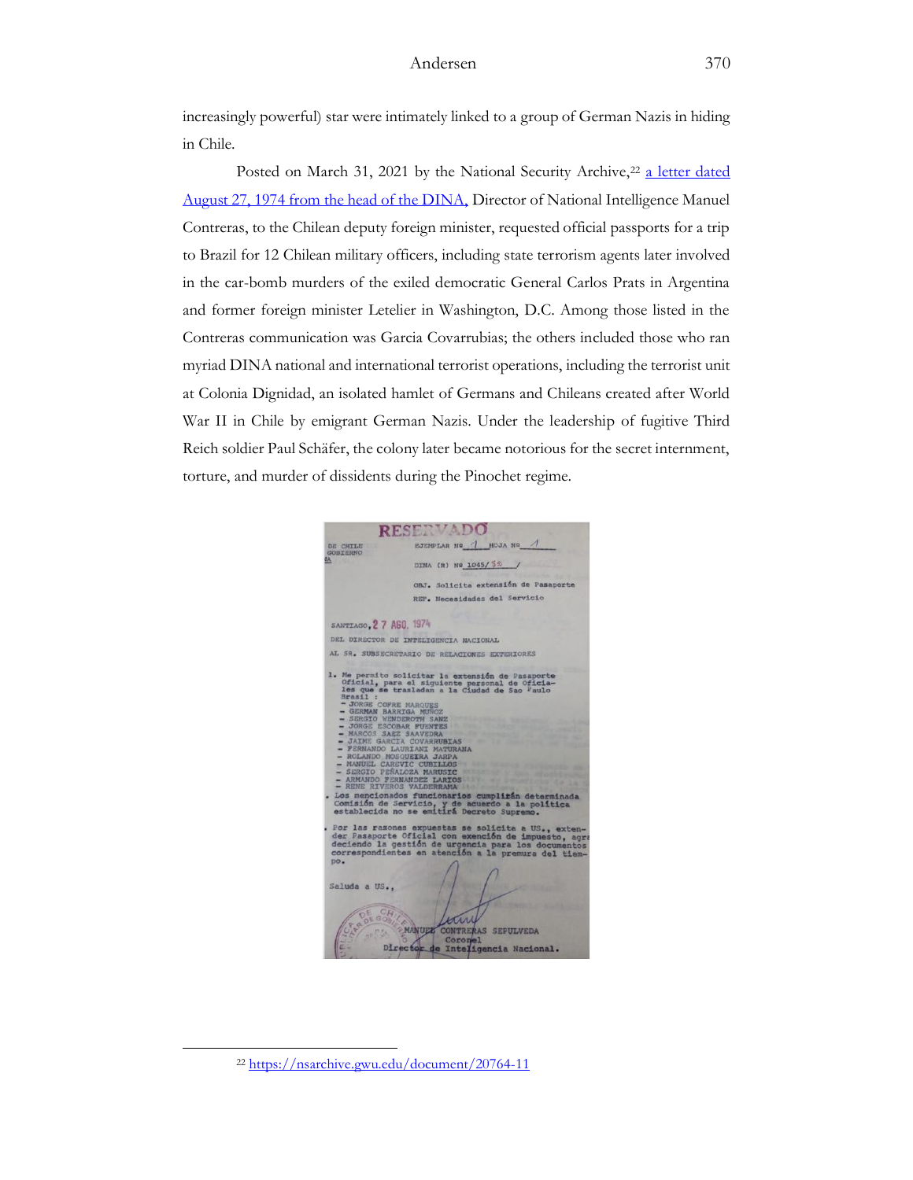increasingly powerful) star were intimately linked to a group of German Nazis in hiding in Chile.

Posted on March 31, 2021 by the National Security Archive,[22] a letter dated August 27, 1974 from the head of the DINA, Director of National Intelligence Manuel Contreras, to the Chilean deputy foreign minister, requested official passports for a trip to Brazil for 12 Chilean military officers, including state terrorism agents later involved in the car-bomb murders of the exiled democratic General Carlos Prats in Argentina and former foreign minister Letelier in Washington, D.C. Among those listed in the Contreras communication was Garcia Covarrubias; the others included those who ran myriad DINA national and international terrorist operations, including the terrorist unit at Colonia Dignidad, an isolated hamlet of Germans and Chileans created after World War II in Chile by emigrant German Nazis. Under the leadership of fugitive Third Reich soldier Paul Schäfer, the colony later became notorious for the secret internment, torture, and murder of dissidents during the Pinochet regime.

RESERVADO

DE CHILE
GOBIERNO

EJEMPLAR Nº 1 HOJA Nº 1

DINA (R) Nº 1045/ 58 /

OBJ. Solicita extensión de Pasaporte

REF. Necesidades del Servicio

SANTIAGO, 27 AGO. 1974

DEL DIRECTOR DE INTELIGENCIA NACIONAL

AL SR. SUBSECRETARIO DE RELACIONES EXTERIORES

1. Me permito solicitar la extensión de Pasaporte Oficial, para el siguiente personal de Oficiales que se trasladan a la Ciudad de Sao Paulo Brasil :
   - JORGE COFRE MARQUES
   - GERMAN BARRIGA MUÑOZ
   - SERGIO WENDEROTH SANZ
   - JORGE ESCOBAR FUENTES
   - MARCOS SAEZ SAAVEDRA
   - JAIME GARCIA COVARRUBIAS
   - FERNANDO LAURIANI MATURANA
   - ROLANDO MOSQUEIRA JARPA
   - MANUEL CAREVIC CUBILLOS
   - SERGIO PEÑALOZA MARUSIC
   - ARMANDO FERNANDEZ LARIOS
   - RENE RIVEROS VALDERRAMA

. Los mencionados funcionarios cumplirán determinada Comisión de Servicio, y de acuerdo a la política establecida no se emitirá Decreto Supremo.

. Por las razones expuestas se solicita a US., extender Pasaporte Oficial con exención de impuesto, agradeciendo la gestión de urgencia para los documentos correspondientes en atención a la premura del tiempo.

Saluda a US.,

MANUEL CONTRERAS SEPULVEDA
Coronel
Director de Inteligencia Nacional.

---

[22] https://nsarchive.gwu.edu/document/20764-11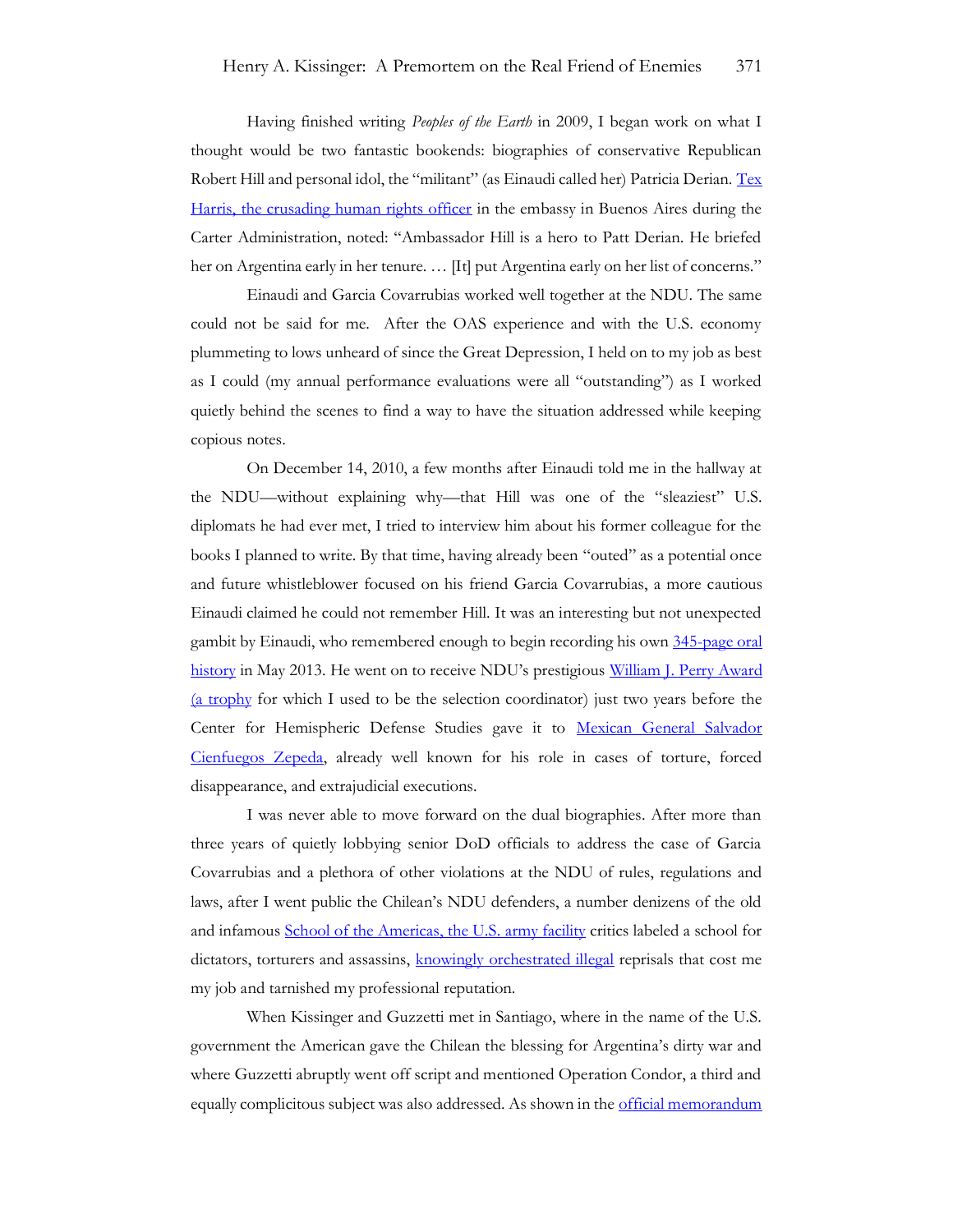Having finished writing *Peoples of the Earth* in 2009, I began work on what I thought would be two fantastic bookends: biographies of conservative Republican Robert Hill and personal idol, the "militant" (as Einaudi called her) Patricia Derian. Tex Harris, the crusading human rights officer in the embassy in Buenos Aires during the Carter Administration, noted: "Ambassador Hill is a hero to Patt Derian. He briefed her on Argentina early in her tenure. … [It] put Argentina early on her list of concerns."

Einaudi and Garcia Covarrubias worked well together at the NDU. The same could not be said for me. After the OAS experience and with the U.S. economy plummeting to lows unheard of since the Great Depression, I held on to my job as best as I could (my annual performance evaluations were all "outstanding") as I worked quietly behind the scenes to find a way to have the situation addressed while keeping copious notes.

On December 14, 2010, a few months after Einaudi told me in the hallway at the NDU—without explaining why—that Hill was one of the "sleaziest" U.S. diplomats he had ever met, I tried to interview him about his former colleague for the books I planned to write. By that time, having already been "outed" as a potential once and future whistleblower focused on his friend Garcia Covarrubias, a more cautious Einaudi claimed he could not remember Hill. It was an interesting but not unexpected gambit by Einaudi, who remembered enough to begin recording his own 345-page oral history in May 2013. He went on to receive NDU's prestigious William J. Perry Award (a trophy for which I used to be the selection coordinator) just two years before the Center for Hemispheric Defense Studies gave it to Mexican General Salvador Cienfuegos Zepeda, already well known for his role in cases of torture, forced disappearance, and extrajudicial executions.

I was never able to move forward on the dual biographies. After more than three years of quietly lobbying senior DoD officials to address the case of Garcia Covarrubias and a plethora of other violations at the NDU of rules, regulations and laws, after I went public the Chilean's NDU defenders, a number denizens of the old and infamous School of the Americas, the U.S. army facility critics labeled a school for dictators, torturers and assassins, knowingly orchestrated illegal reprisals that cost me my job and tarnished my professional reputation.

When Kissinger and Guzzetti met in Santiago, where in the name of the U.S. government the American gave the Chilean the blessing for Argentina's dirty war and where Guzzetti abruptly went off script and mentioned Operation Condor, a third and equally complicitous subject was also addressed. As shown in the official memorandum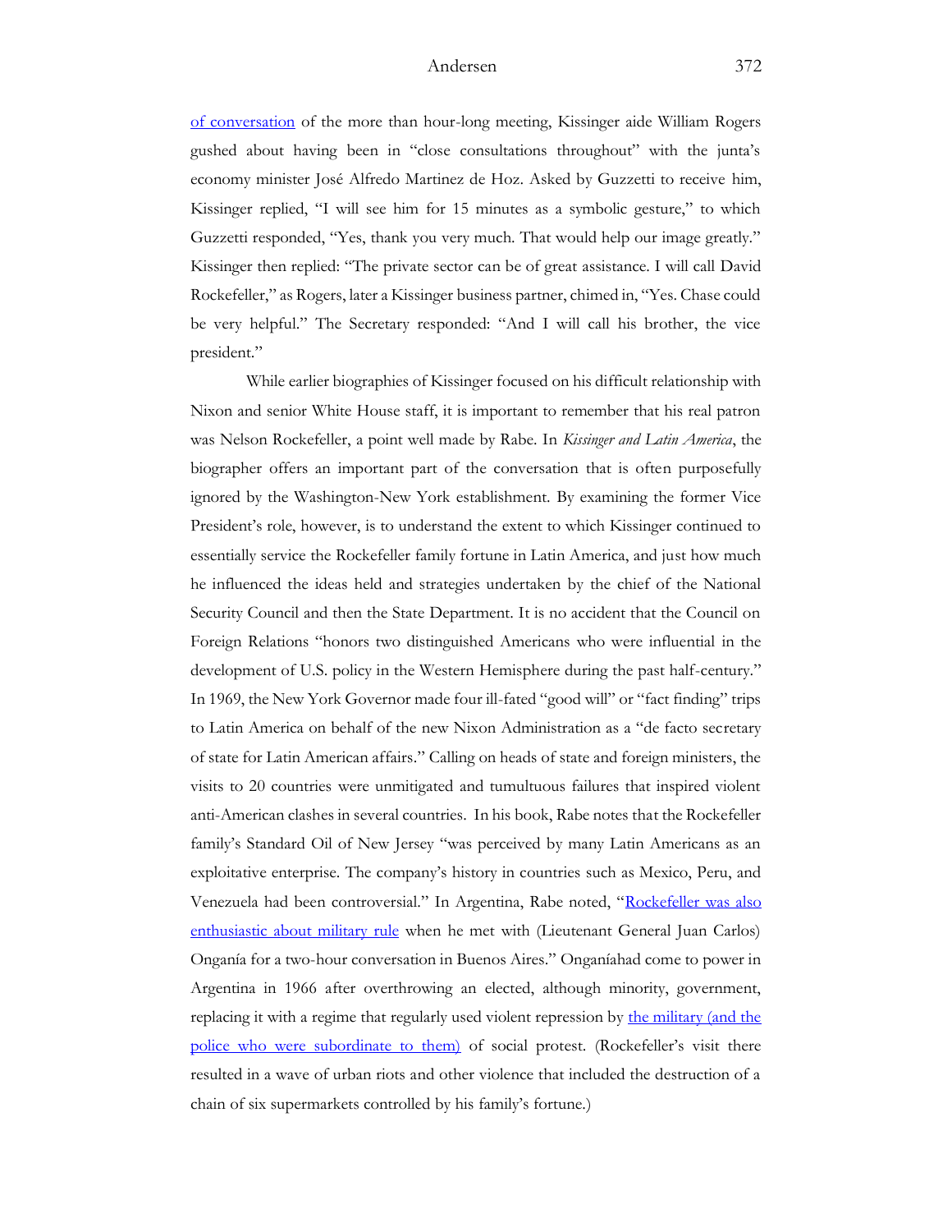of conversation of the more than hour-long meeting, Kissinger aide William Rogers gushed about having been in "close consultations throughout" with the junta's economy minister José Alfredo Martinez de Hoz. Asked by Guzzetti to receive him, Kissinger replied, "I will see him for 15 minutes as a symbolic gesture," to which Guzzetti responded, "Yes, thank you very much. That would help our image greatly." Kissinger then replied: "The private sector can be of great assistance. I will call David Rockefeller," as Rogers, later a Kissinger business partner, chimed in, "Yes. Chase could be very helpful." The Secretary responded: "And I will call his brother, the vice president."

While earlier biographies of Kissinger focused on his difficult relationship with Nixon and senior White House staff, it is important to remember that his real patron was Nelson Rockefeller, a point well made by Rabe. In *Kissinger and Latin America*, the biographer offers an important part of the conversation that is often purposefully ignored by the Washington-New York establishment. By examining the former Vice President's role, however, is to understand the extent to which Kissinger continued to essentially service the Rockefeller family fortune in Latin America, and just how much he influenced the ideas held and strategies undertaken by the chief of the National Security Council and then the State Department. It is no accident that the Council on Foreign Relations "honors two distinguished Americans who were influential in the development of U.S. policy in the Western Hemisphere during the past half-century." In 1969, the New York Governor made four ill-fated "good will" or "fact finding" trips to Latin America on behalf of the new Nixon Administration as a "de facto secretary of state for Latin American affairs." Calling on heads of state and foreign ministers, the visits to 20 countries were unmitigated and tumultuous failures that inspired violent anti-American clashes in several countries. In his book, Rabe notes that the Rockefeller family's Standard Oil of New Jersey "was perceived by many Latin Americans as an exploitative enterprise. The company's history in countries such as Mexico, Peru, and Venezuela had been controversial." In Argentina, Rabe noted, "Rockefeller was also enthusiastic about military rule when he met with (Lieutenant General Juan Carlos) Onganía for a two-hour conversation in Buenos Aires." Onganíahad come to power in Argentina in 1966 after overthrowing an elected, although minority, government, replacing it with a regime that regularly used violent repression by the military (and the police who were subordinate to them) of social protest. (Rockefeller's visit there resulted in a wave of urban riots and other violence that included the destruction of a chain of six supermarkets controlled by his family's fortune.)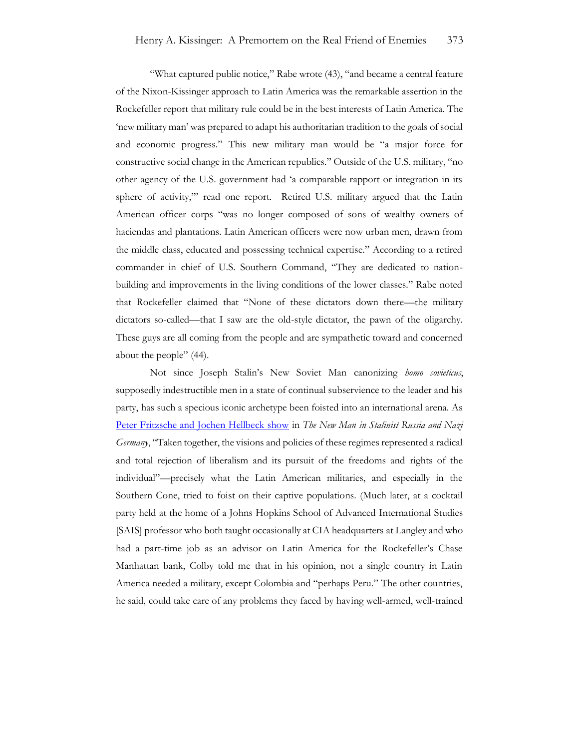"What captured public notice," Rabe wrote (43), "and became a central feature of the Nixon-Kissinger approach to Latin America was the remarkable assertion in the Rockefeller report that military rule could be in the best interests of Latin America. The 'new military man' was prepared to adapt his authoritarian tradition to the goals of social and economic progress." This new military man would be "a major force for constructive social change in the American republics." Outside of the U.S. military, "no other agency of the U.S. government had 'a comparable rapport or integration in its sphere of activity,'" read one report. Retired U.S. military argued that the Latin American officer corps "was no longer composed of sons of wealthy owners of haciendas and plantations. Latin American officers were now urban men, drawn from the middle class, educated and possessing technical expertise." According to a retired commander in chief of U.S. Southern Command, "They are dedicated to nation-building and improvements in the living conditions of the lower classes." Rabe noted that Rockefeller claimed that "None of these dictators down there—the military dictators so-called—that I saw are the old-style dictator, the pawn of the oligarchy. These guys are all coming from the people and are sympathetic toward and concerned about the people" (44).

Not since Joseph Stalin's New Soviet Man canonizing *homo sovieticus*, supposedly indestructible men in a state of continual subservience to the leader and his party, has such a specious iconic archetype been foisted into an international arena. As Peter Fritzsche and Jochen Hellbeck show in *The New Man in Stalinist Russia and Nazi Germany*, "Taken together, the visions and policies of these regimes represented a radical and total rejection of liberalism and its pursuit of the freedoms and rights of the individual"—precisely what the Latin American militaries, and especially in the Southern Cone, tried to foist on their captive populations. (Much later, at a cocktail party held at the home of a Johns Hopkins School of Advanced International Studies [SAIS] professor who both taught occasionally at CIA headquarters at Langley and who had a part-time job as an advisor on Latin America for the Rockefeller's Chase Manhattan bank, Colby told me that in his opinion, not a single country in Latin America needed a military, except Colombia and "perhaps Peru." The other countries, he said, could take care of any problems they faced by having well-armed, well-trained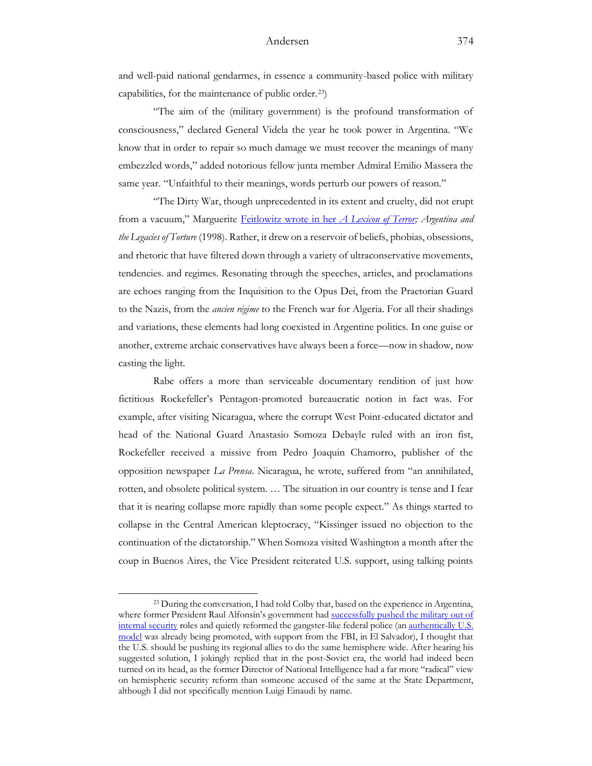and well-paid national gendarmes, in essence a community-based police with military capabilities, for the maintenance of public order.[23])

"The aim of the (military government) is the profound transformation of consciousness," declared General Videla the year he took power in Argentina. "We know that in order to repair so much damage we must recover the meanings of many embezzled words," added notorious fellow junta member Admiral Emilio Massera the same year. "Unfaithful to their meanings, words perturb our powers of reason."

"The Dirty War, though unprecedented in its extent and cruelty, did not erupt from a vacuum," Marguerite Feitlowitz wrote in her *A Lexicon of Terror; Argentina and the Legacies of Torture* (1998). Rather, it drew on a reservoir of beliefs, phobias, obsessions, and rhetoric that have filtered down through a variety of ultraconservative movements, tendencies. and regimes. Resonating through the speeches, articles, and proclamations are echoes ranging from the Inquisition to the Opus Dei, from the Praetorian Guard to the Nazis, from the *ancien régime* to the French war for Algeria. For all their shadings and variations, these elements had long coexisted in Argentine politics. In one guise or another, extreme archaic conservatives have always been a force—now in shadow, now casting the light.

Rabe offers a more than serviceable documentary rendition of just how fictitious Rockefeller's Pentagon-promoted bureaucratic notion in fact was. For example, after visiting Nicaragua, where the corrupt West Point-educated dictator and head of the National Guard Anastasio Somoza Debayle ruled with an iron fist, Rockefeller received a missive from Pedro Joaquin Chamorro, publisher of the opposition newspaper *La Prensa*. Nicaragua, he wrote, suffered from "an annihilated, rotten, and obsolete political system. … The situation in our country is tense and I fear that it is nearing collapse more rapidly than some people expect." As things started to collapse in the Central American kleptocracy, "Kissinger issued no objection to the continuation of the dictatorship." When Somoza visited Washington a month after the coup in Buenos Aires, the Vice President reiterated U.S. support, using talking points

---

[23] During the conversation, I had told Colby that, based on the experience in Argentina, where former President Raul Alfonsín's government had successfully pushed the military out of internal security roles and quietly reformed the gangster-like federal police (an authentically U.S. model was already being promoted, with support from the FBI, in El Salvador), I thought that the U.S. should be pushing its regional allies to do the same hemisphere wide. After hearing his suggested solution, I jokingly replied that in the post-Soviet era, the world had indeed been turned on its head, as the former Director of National Intelligence had a far more "radical" view on hemispheric security reform than someone accused of the same at the State Department, although I did not specifically mention Luigi Einaudi by name.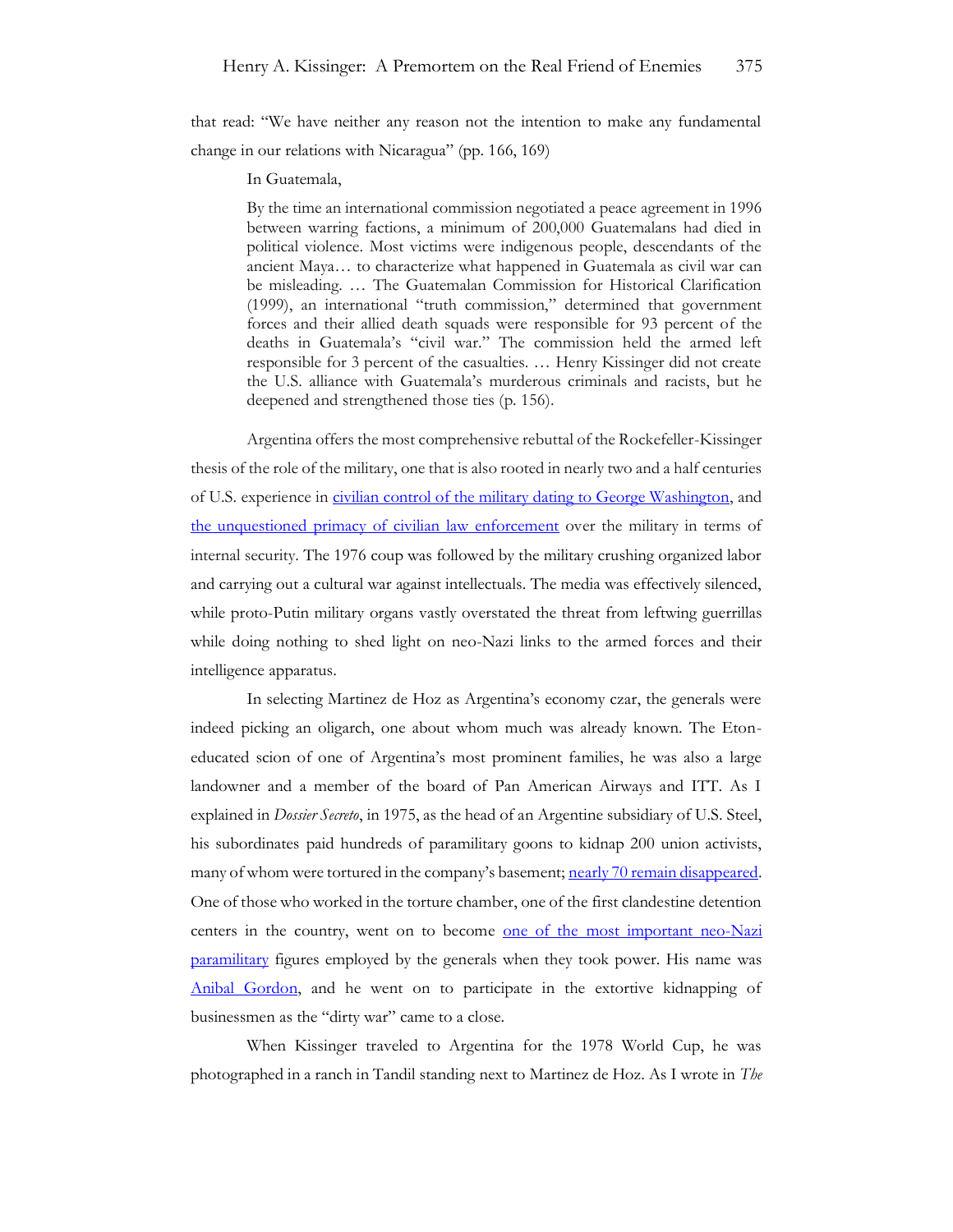that read: "We have neither any reason not the intention to make any fundamental change in our relations with Nicaragua" (pp. 166, 169)

In Guatemala,

> By the time an international commission negotiated a peace agreement in 1996 between warring factions, a minimum of 200,000 Guatemalans had died in political violence. Most victims were indigenous people, descendants of the ancient Maya… to characterize what happened in Guatemala as civil war can be misleading. … The Guatemalan Commission for Historical Clarification (1999), an international "truth commission," determined that government forces and their allied death squads were responsible for 93 percent of the deaths in Guatemala's "civil war." The commission held the armed left responsible for 3 percent of the casualties. … Henry Kissinger did not create the U.S. alliance with Guatemala's murderous criminals and racists, but he deepened and strengthened those ties (p. 156).

Argentina offers the most comprehensive rebuttal of the Rockefeller-Kissinger thesis of the role of the military, one that is also rooted in nearly two and a half centuries of U.S. experience in civilian control of the military dating to George Washington, and the unquestioned primacy of civilian law enforcement over the military in terms of internal security. The 1976 coup was followed by the military crushing organized labor and carrying out a cultural war against intellectuals. The media was effectively silenced, while proto-Putin military organs vastly overstated the threat from leftwing guerrillas while doing nothing to shed light on neo-Nazi links to the armed forces and their intelligence apparatus.

In selecting Martinez de Hoz as Argentina's economy czar, the generals were indeed picking an oligarch, one about whom much was already known. The Eton-educated scion of one of Argentina's most prominent families, he was also a large landowner and a member of the board of Pan American Airways and ITT. As I explained in *Dossier Secreto*, in 1975, as the head of an Argentine subsidiary of U.S. Steel, his subordinates paid hundreds of paramilitary goons to kidnap 200 union activists, many of whom were tortured in the company's basement; nearly 70 remain disappeared. One of those who worked in the torture chamber, one of the first clandestine detention centers in the country, went on to become one of the most important neo-Nazi paramilitary figures employed by the generals when they took power. His name was Anibal Gordon, and he went on to participate in the extortive kidnapping of businessmen as the "dirty war" came to a close.

When Kissinger traveled to Argentina for the 1978 World Cup, he was photographed in a ranch in Tandil standing next to Martinez de Hoz. As I wrote in *The*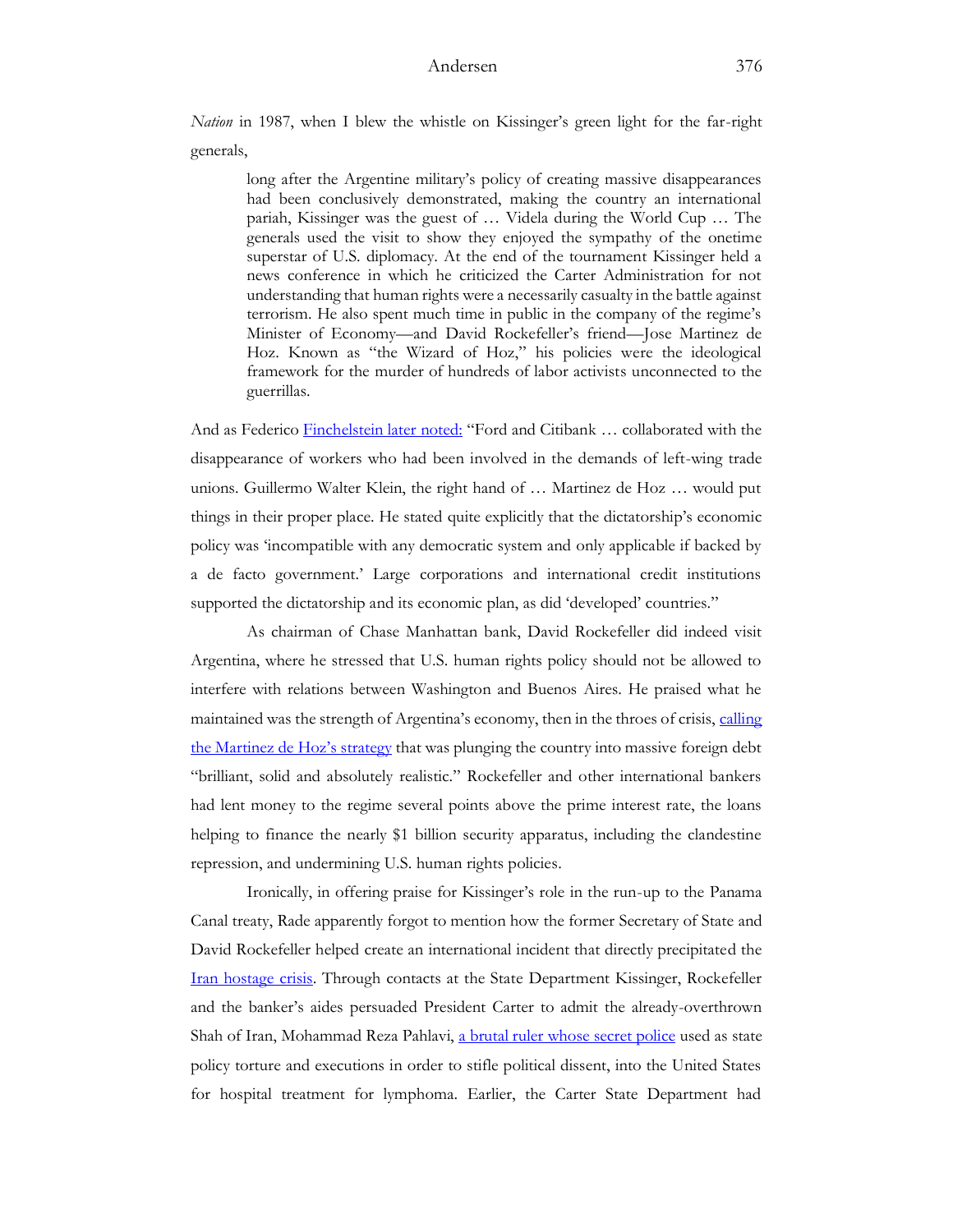*Nation* in 1987, when I blew the whistle on Kissinger's green light for the far-right generals,

> long after the Argentine military's policy of creating massive disappearances had been conclusively demonstrated, making the country an international pariah, Kissinger was the guest of … Videla during the World Cup … The generals used the visit to show they enjoyed the sympathy of the onetime superstar of U.S. diplomacy. At the end of the tournament Kissinger held a news conference in which he criticized the Carter Administration for not understanding that human rights were a necessarily casualty in the battle against terrorism. He also spent much time in public in the company of the regime's Minister of Economy—and David Rockefeller's friend—Jose Martinez de Hoz. Known as "the Wizard of Hoz," his policies were the ideological framework for the murder of hundreds of labor activists unconnected to the guerrillas.

And as Federico Finchelstein later noted: "Ford and Citibank … collaborated with the disappearance of workers who had been involved in the demands of left-wing trade unions. Guillermo Walter Klein, the right hand of … Martinez de Hoz … would put things in their proper place. He stated quite explicitly that the dictatorship's economic policy was 'incompatible with any democratic system and only applicable if backed by a de facto government.' Large corporations and international credit institutions supported the dictatorship and its economic plan, as did 'developed' countries."

As chairman of Chase Manhattan bank, David Rockefeller did indeed visit Argentina, where he stressed that U.S. human rights policy should not be allowed to interfere with relations between Washington and Buenos Aires. He praised what he maintained was the strength of Argentina's economy, then in the throes of crisis, calling the Martinez de Hoz's strategy that was plunging the country into massive foreign debt "brilliant, solid and absolutely realistic." Rockefeller and other international bankers had lent money to the regime several points above the prime interest rate, the loans helping to finance the nearly $1 billion security apparatus, including the clandestine repression, and undermining U.S. human rights policies.

Ironically, in offering praise for Kissinger's role in the run-up to the Panama Canal treaty, Rade apparently forgot to mention how the former Secretary of State and David Rockefeller helped create an international incident that directly precipitated the Iran hostage crisis. Through contacts at the State Department Kissinger, Rockefeller and the banker's aides persuaded President Carter to admit the already-overthrown Shah of Iran, Mohammad Reza Pahlavi, a brutal ruler whose secret police used as state policy torture and executions in order to stifle political dissent, into the United States for hospital treatment for lymphoma. Earlier, the Carter State Department had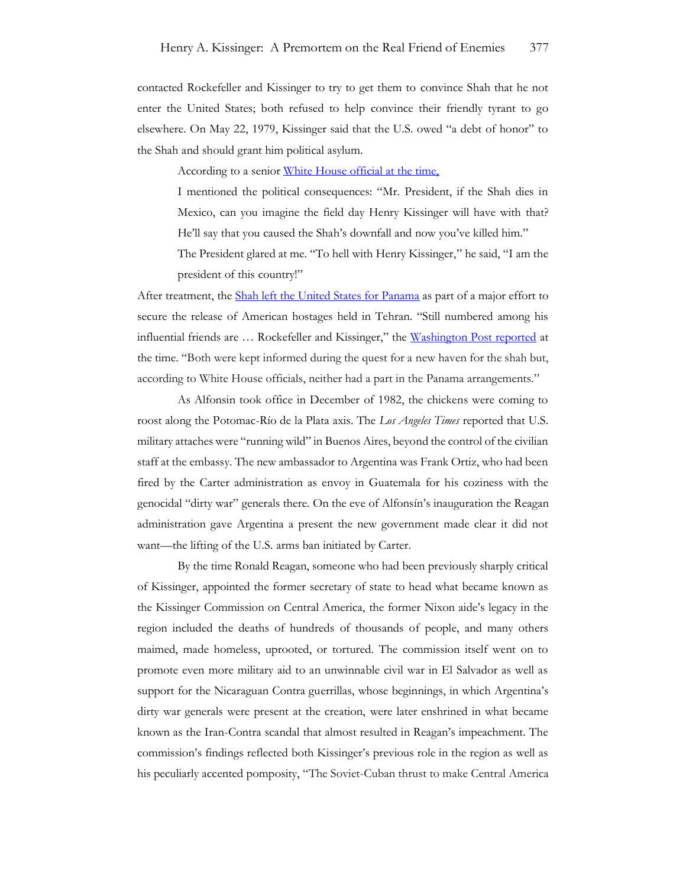contacted Rockefeller and Kissinger to try to get them to convince Shah that he not enter the United States; both refused to help convince their friendly tyrant to go elsewhere. On May 22, 1979, Kissinger said that the U.S. owed "a debt of honor" to the Shah and should grant him political asylum.

According to a senior White House official at the time,

> I mentioned the political consequences: "Mr. President, if the Shah dies in Mexico, can you imagine the field day Henry Kissinger will have with that? He'll say that you caused the Shah's downfall and now you've killed him."
>
> The President glared at me. "To hell with Henry Kissinger," he said, "I am the president of this country!"

After treatment, the Shah left the United States for Panama as part of a major effort to secure the release of American hostages held in Tehran. "Still numbered among his influential friends are … Rockefeller and Kissinger," the Washington Post reported at the time. "Both were kept informed during the quest for a new haven for the shah but, according to White House officials, neither had a part in the Panama arrangements."

As Alfonsin took office in December of 1982, the chickens were coming to roost along the Potomac-Río de la Plata axis. The *Los Angeles Times* reported that U.S. military attaches were "running wild" in Buenos Aires, beyond the control of the civilian staff at the embassy. The new ambassador to Argentina was Frank Ortiz, who had been fired by the Carter administration as envoy in Guatemala for his coziness with the genocidal "dirty war" generals there. On the eve of Alfonsín's inauguration the Reagan administration gave Argentina a present the new government made clear it did not want—the lifting of the U.S. arms ban initiated by Carter.

By the time Ronald Reagan, someone who had been previously sharply critical of Kissinger, appointed the former secretary of state to head what became known as the Kissinger Commission on Central America, the former Nixon aide's legacy in the region included the deaths of hundreds of thousands of people, and many others maimed, made homeless, uprooted, or tortured. The commission itself went on to promote even more military aid to an unwinnable civil war in El Salvador as well as support for the Nicaraguan Contra guerrillas, whose beginnings, in which Argentina's dirty war generals were present at the creation, were later enshrined in what became known as the Iran-Contra scandal that almost resulted in Reagan's impeachment. The commission's findings reflected both Kissinger's previous role in the region as well as his peculiarly accented pomposity, "The Soviet-Cuban thrust to make Central America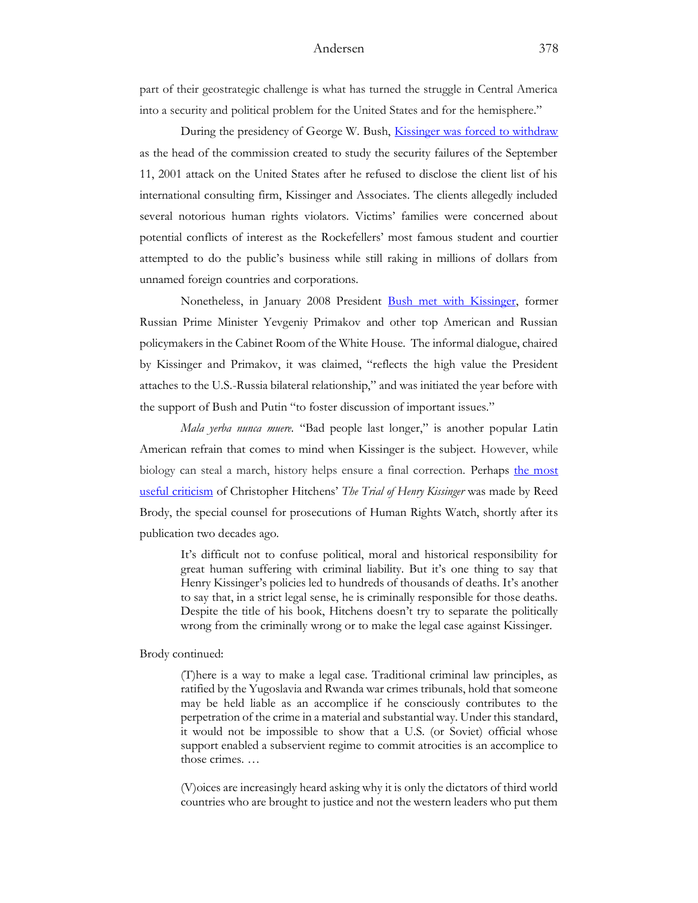part of their geostrategic challenge is what has turned the struggle in Central America into a security and political problem for the United States and for the hemisphere."

During the presidency of George W. Bush, Kissinger was forced to withdraw as the head of the commission created to study the security failures of the September 11, 2001 attack on the United States after he refused to disclose the client list of his international consulting firm, Kissinger and Associates. The clients allegedly included several notorious human rights violators. Victims' families were concerned about potential conflicts of interest as the Rockefellers' most famous student and courtier attempted to do the public's business while still raking in millions of dollars from unnamed foreign countries and corporations.

Nonetheless, in January 2008 President Bush met with Kissinger, former Russian Prime Minister Yevgeniy Primakov and other top American and Russian policymakers in the Cabinet Room of the White House. The informal dialogue, chaired by Kissinger and Primakov, it was claimed, "reflects the high value the President attaches to the U.S.-Russia bilateral relationship," and was initiated the year before with the support of Bush and Putin "to foster discussion of important issues."

*Mala yerba nunca muere.* "Bad people last longer," is another popular Latin American refrain that comes to mind when Kissinger is the subject. However, while biology can steal a march, history helps ensure a final correction. Perhaps the most useful criticism of Christopher Hitchens' *The Trial of Henry Kissinger* was made by Reed Brody, the special counsel for prosecutions of Human Rights Watch, shortly after its publication two decades ago.

> It's difficult not to confuse political, moral and historical responsibility for great human suffering with criminal liability. But it's one thing to say that Henry Kissinger's policies led to hundreds of thousands of deaths. It's another to say that, in a strict legal sense, he is criminally responsible for those deaths. Despite the title of his book, Hitchens doesn't try to separate the politically wrong from the criminally wrong or to make the legal case against Kissinger.

Brody continued:

> (T)here is a way to make a legal case. Traditional criminal law principles, as ratified by the Yugoslavia and Rwanda war crimes tribunals, hold that someone may be held liable as an accomplice if he consciously contributes to the perpetration of the crime in a material and substantial way. Under this standard, it would not be impossible to show that a U.S. (or Soviet) official whose support enabled a subservient regime to commit atrocities is an accomplice to those crimes. …
>
> (V)oices are increasingly heard asking why it is only the dictators of third world countries who are brought to justice and not the western leaders who put them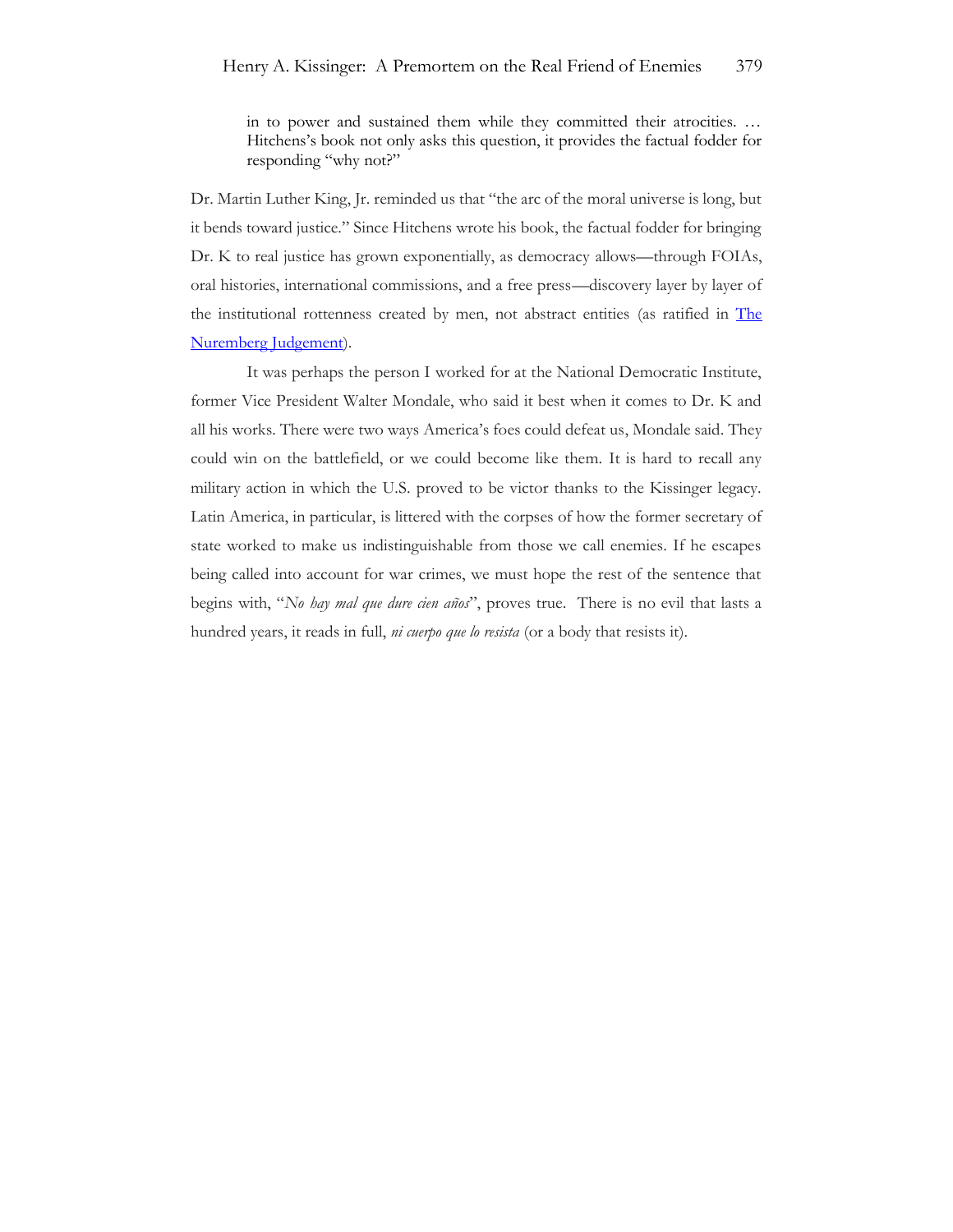> in to power and sustained them while they committed their atrocities. … Hitchens's book not only asks this question, it provides the factual fodder for responding "why not?"

Dr. Martin Luther King, Jr. reminded us that "the arc of the moral universe is long, but it bends toward justice." Since Hitchens wrote his book, the factual fodder for bringing Dr. K to real justice has grown exponentially, as democracy allows—through FOIAs, oral histories, international commissions, and a free press—discovery layer by layer of the institutional rottenness created by men, not abstract entities (as ratified in The Nuremberg Judgement).

It was perhaps the person I worked for at the National Democratic Institute, former Vice President Walter Mondale, who said it best when it comes to Dr. K and all his works. There were two ways America's foes could defeat us, Mondale said. They could win on the battlefield, or we could become like them. It is hard to recall any military action in which the U.S. proved to be victor thanks to the Kissinger legacy. Latin America, in particular, is littered with the corpses of how the former secretary of state worked to make us indistinguishable from those we call enemies. If he escapes being called into account for war crimes, we must hope the rest of the sentence that begins with, "*No hay mal que dure cien años*", proves true. There is no evil that lasts a hundred years, it reads in full, *ni cuerpo que lo resista* (or a body that resists it).